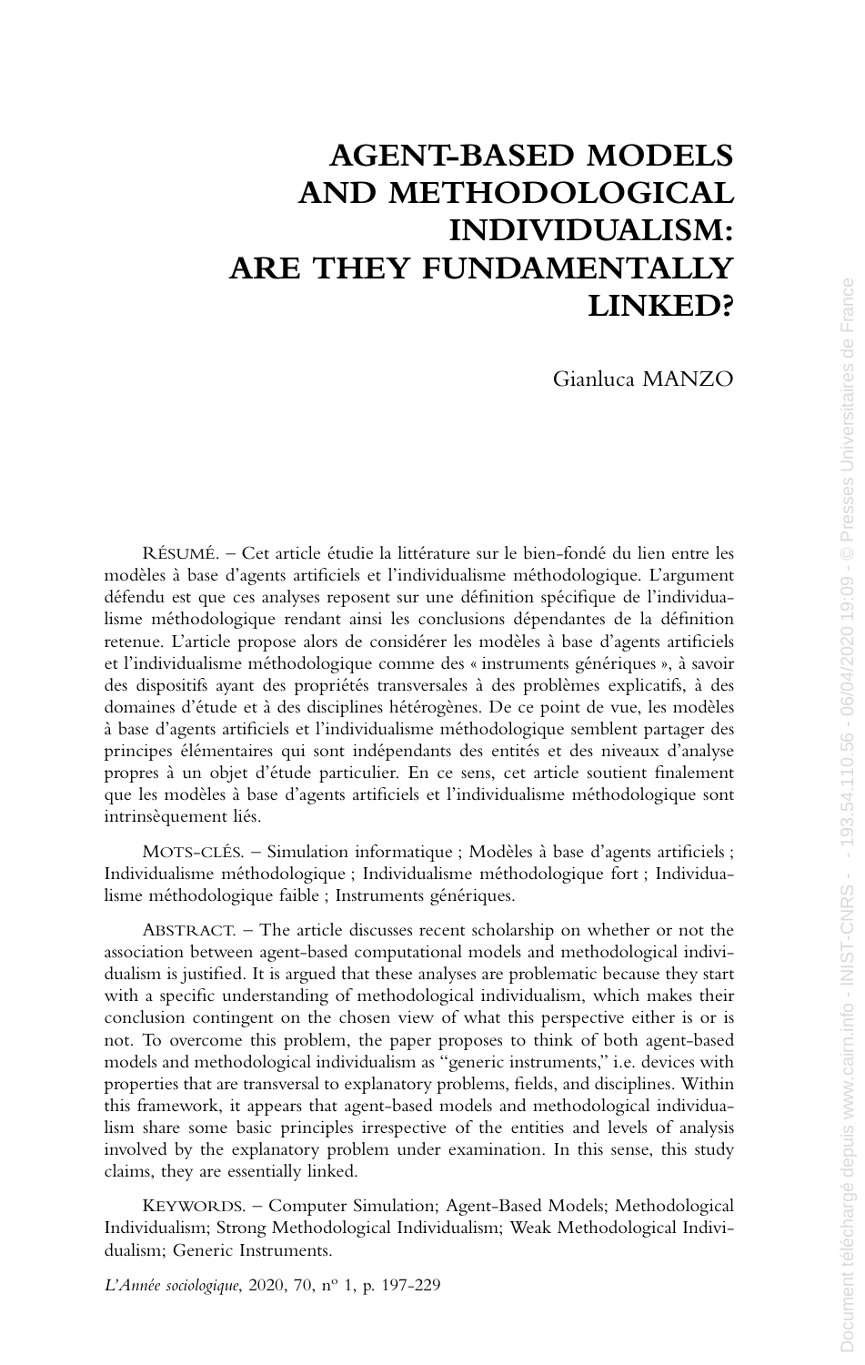# AGENT-BASED MODELS AND METHODOLOGICAL INDIVIDUALISM: ARE THEY FUNDAMENTALLY LINKED?

Gianluca MANZO

RÉSUMÉ. – Cet article étudie la littérature sur le bien-fondé du lien entre les modèles à base d'agents artificiels et l'individualisme méthodologique. L'argument défendu est que ces analyses reposent sur une définition spécifique de l'individualisme méthodologique rendant ainsi les conclusions dépendantes de la définition retenue. L'article propose alors de considérer les modèles à base d'agents artificiels et l'individualisme méthodologique comme des « instruments génériques », à savoir des dispositifs ayant des propriétés transversales à des problèmes explicatifs, à des domaines d'étude et à des disciplines hétérogènes. De ce point de vue, les modèles à base d'agents artificiels et l'individualisme méthodologique semblent partager des principes élémentaires qui sont indépendants des entités et des niveaux d'analyse propres à un objet d'étude particulier. En ce sens, cet article soutient finalement que les modèles à base d'agents artificiels et l'individualisme méthodologique sont intrinsèquement liés.

MOTS-CLÉS. – Simulation informatique ; Modèles à base d'agents artificiels ; Individualisme méthodologique ; Individualisme méthodologique fort ; Individualisme méthodologique faible ; Instruments génériques.

ABSTRACT. – The article discusses recent scholarship on whether or not the association between agent-based computational models and methodological individualism is justified. It is argued that these analyses are problematic because they start with a specific understanding of methodological individualism, which makes their conclusion contingent on the chosen view of what this perspective either is or is not. To overcome this problem, the paper proposes to think of both agent-based models and methodological individualism as "generic instruments," i.e. devices with properties that are transversal to explanatory problems, fields, and disciplines. Within this framework, it appears that agent-based models and methodological individualism share some basic principles irrespective of the entities and levels of analysis involved by the explanatory problem under examination. In this sense, this study claims, they are essentially linked.

KEYWORDS. – Computer Simulation; Agent-Based Models; Methodological Individualism; Strong Methodological Individualism; Weak Methodological Individualism; Generic Instruments.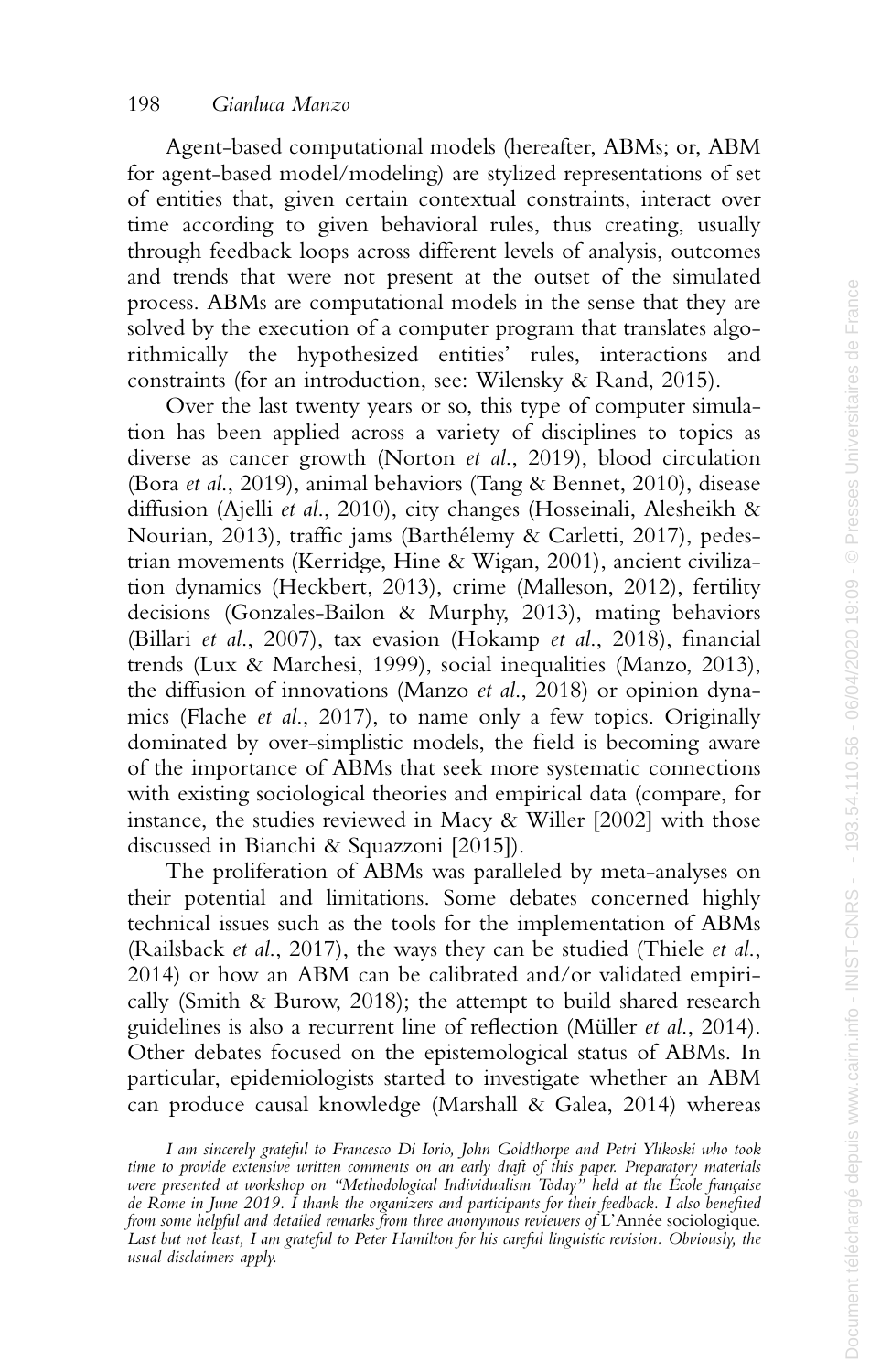Agent-based computational models (hereafter, ABMs; or, ABM for agent-based model/modeling) are stylized representations of set of entities that, given certain contextual constraints, interact over time according to given behavioral rules, thus creating, usually through feedback loops across different levels of analysis, outcomes and trends that were not present at the outset of the simulated process. ABMs are computational models in the sense that they are solved by the execution of a computer program that translates algorithmically the hypothesized entities' rules, interactions and constraints (for an introduction, see: Wilensky & Rand, 2015).

Over the last twenty years or so, this type of computer simulation has been applied across a variety of disciplines to topics as diverse as cancer growth (Norton *et al.*, 2019), blood circulation (Bora *et al.*, 2019), animal behaviors (Tang & Bennet, 2010), disease diffusion (Ajelli *et al.*, 2010), city changes (Hosseinali, Alesheikh & Nourian, 2013), traffic jams (Barthélemy & Carletti, 2017), pedestrian movements (Kerridge, Hine & Wigan, 2001), ancient civilization dynamics (Heckbert, 2013), crime (Malleson, 2012), fertility decisions (Gonzales-Bailon & Murphy, 2013), mating behaviors (Billari *et al.*, 2007), tax evasion (Hokamp *et al.*, 2018), financial trends (Lux & Marchesi, 1999), social inequalities (Manzo, 2013), the diffusion of innovations (Manzo *et al.*, 2018) or opinion dynamics (Flache *et al.*, 2017), to name only a few topics. Originally dominated by over-simplistic models, the field is becoming aware of the importance of ABMs that seek more systematic connections with existing sociological theories and empirical data (compare, for instance, the studies reviewed in Macy & Willer [2002] with those discussed in Bianchi & Squazzoni [2015]).

The proliferation of ABMs was paralleled by meta-analyses on their potential and limitations. Some debates concerned highly technical issues such as the tools for the implementation of ABMs (Railsback *et al.*, 2017), the ways they can be studied (Thiele *et al.*, 2014) or how an ABM can be calibrated and/or validated empirically (Smith & Burow, 2018); the attempt to build shared research guidelines is also a recurrent line of reflection (Müller *et al.*, 2014). Other debates focused on the epistemological status of ABMs. In particular, epidemiologists started to investigate whether an ABM can produce causal knowledge (Marshall & Galea, 2014) whereas

*I am sincerely grateful to Francesco Di Iorio, John Goldthorpe and Petri Ylikoski who took time to provide extensive written comments on an early draft of this paper. Preparatory materials were presented at workshop on "Methodological Individualism Today" held at the École française de Rome in June 2019. I thank the organizers and participants for their feedback. I also benefited from some helpful and detailed remarks from three anonymous reviewers of* L'Année sociologique. *Last but not least, I am grateful to Peter Hamilton for his careful linguistic revision. Obviously, the usual disclaimers apply.*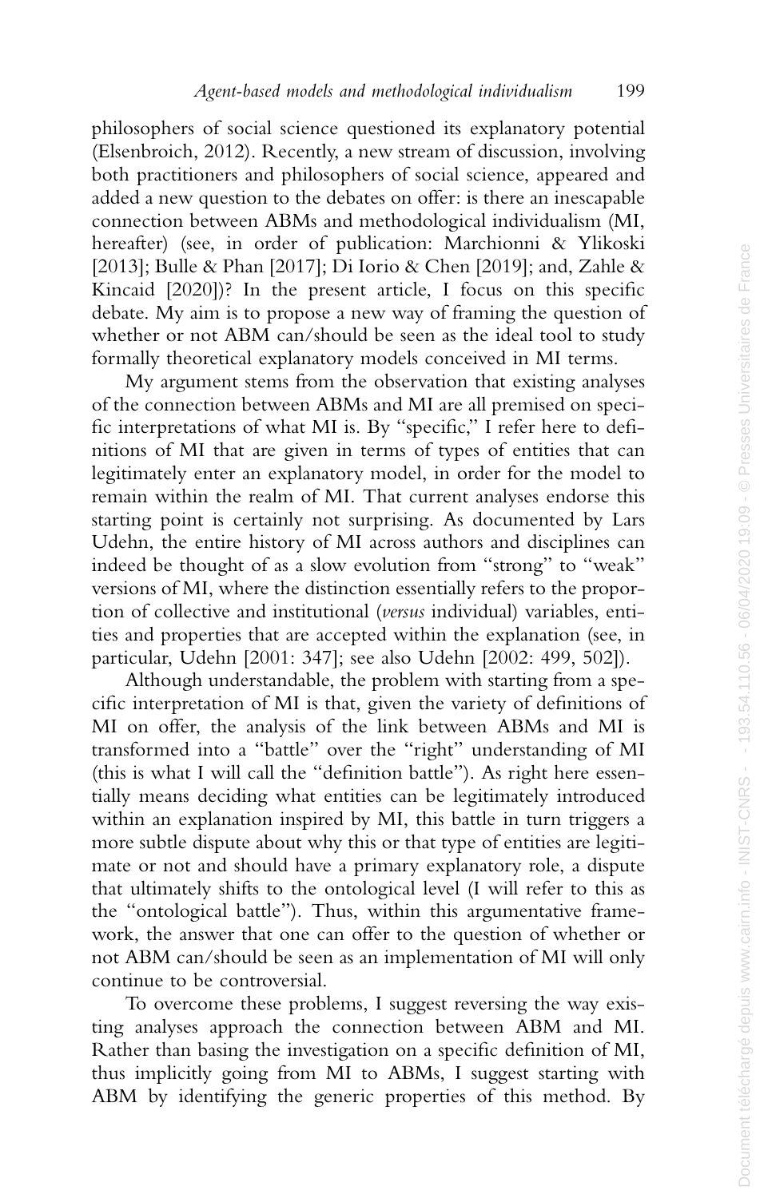philosophers of social science questioned its explanatory potential (Elsenbroich, 2012). Recently, a new stream of discussion, involving both practitioners and philosophers of social science, appeared and added a new question to the debates on offer: is there an inescapable connection between ABMs and methodological individualism (MI, hereafter) (see, in order of publication: Marchionni & Ylikoski [2013]; Bulle & Phan [2017]; Di Iorio & Chen [2019]; and, Zahle & Kincaid [2020])? In the present article, I focus on this specific debate. My aim is to propose a new way of framing the question of whether or not ABM can/should be seen as the ideal tool to study formally theoretical explanatory models conceived in MI terms.

My argument stems from the observation that existing analyses of the connection between ABMs and MI are all premised on specific interpretations of what MI is. By "specific," I refer here to definitions of MI that are given in terms of types of entities that can legitimately enter an explanatory model, in order for the model to remain within the realm of MI. That current analyses endorse this starting point is certainly not surprising. As documented by Lars Udehn, the entire history of MI across authors and disciplines can indeed be thought of as a slow evolution from "strong" to "weak" versions of MI, where the distinction essentially refers to the proportion of collective and institutional (*versus* individual) variables, entities and properties that are accepted within the explanation (see, in particular, Udehn [2001: 347]; see also Udehn [2002: 499, 502]).

Although understandable, the problem with starting from a specific interpretation of MI is that, given the variety of definitions of MI on offer, the analysis of the link between ABMs and MI is transformed into a "battle" over the "right" understanding of MI (this is what I will call the "definition battle"). As right here essentially means deciding what entities can be legitimately introduced within an explanation inspired by MI, this battle in turn triggers a more subtle dispute about why this or that type of entities are legitimate or not and should have a primary explanatory role, a dispute that ultimately shifts to the ontological level (I will refer to this as the "ontological battle"). Thus, within this argumentative framework, the answer that one can offer to the question of whether or not ABM can/should be seen as an implementation of MI will only continue to be controversial.

To overcome these problems, I suggest reversing the way existing analyses approach the connection between ABM and MI. Rather than basing the investigation on a specific definition of MI, thus implicitly going from MI to ABMs, I suggest starting with ABM by identifying the generic properties of this method. By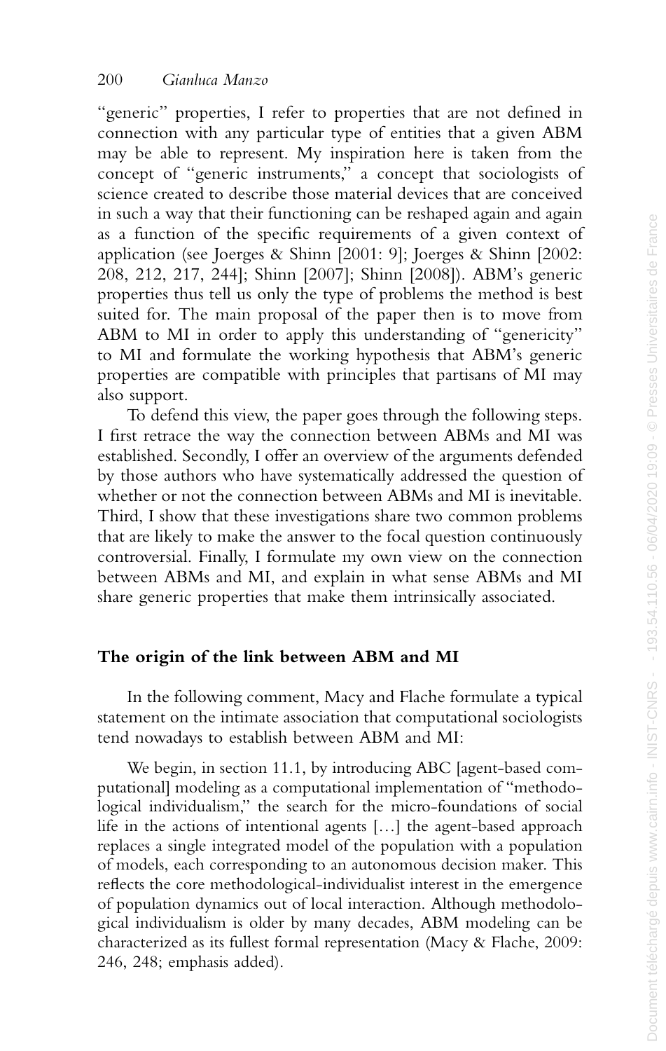"generic" properties, I refer to properties that are not defined in connection with any particular type of entities that a given ABM may be able to represent. My inspiration here is taken from the concept of "generic instruments," a concept that sociologists of science created to describe those material devices that are conceived in such a way that their functioning can be reshaped again and again as a function of the specific requirements of a given context of application (see Joerges & Shinn [2001: 9]; Joerges & Shinn [2002: 208, 212, 217, 244]; Shinn [2007]; Shinn [2008]). ABM's generic properties thus tell us only the type of problems the method is best suited for. The main proposal of the paper then is to move from ABM to MI in order to apply this understanding of "genericity" to MI and formulate the working hypothesis that ABM's generic properties are compatible with principles that partisans of MI may also support.

To defend this view, the paper goes through the following steps. I first retrace the way the connection between ABMs and MI was established. Secondly, I offer an overview of the arguments defended by those authors who have systematically addressed the question of whether or not the connection between ABMs and MI is inevitable. Third, I show that these investigations share two common problems that are likely to make the answer to the focal question continuously controversial. Finally, I formulate my own view on the connection between ABMs and MI, and explain in what sense ABMs and MI share generic properties that make them intrinsically associated.

## The origin of the link between ABM and MI

In the following comment, Macy and Flache formulate a typical statement on the intimate association that computational sociologists tend nowadays to establish between ABM and MI:

> We begin, in section 11.1, by introducing ABC [agent-based computational] modeling as a computational implementation of "methodological individualism," the search for the micro-foundations of social life in the actions of intentional agents [...] the agent-based approach replaces a single integrated model of the population with a population of models, each corresponding to an autonomous decision maker. This reflects the core methodological-individualist interest in the emergence of population dynamics out of local interaction. Although methodological individualism is older by many decades, ABM modeling can be characterized as its fullest formal representation (Macy & Flache, 2009: 246, 248; emphasis added).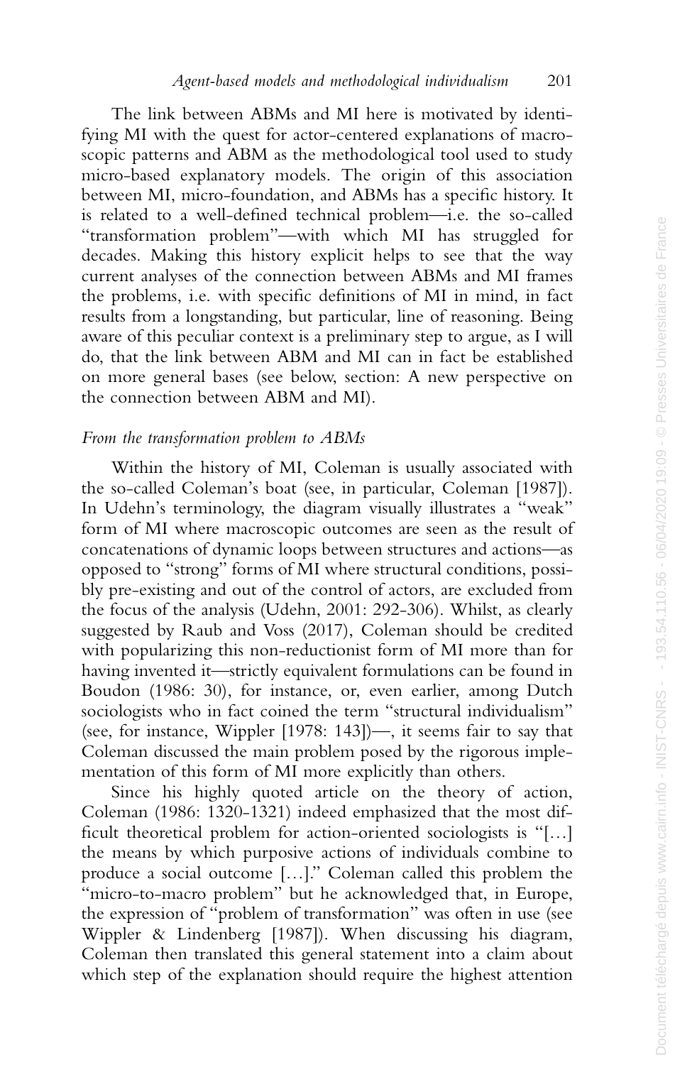The link between ABMs and MI here is motivated by identifying MI with the quest for actor-centered explanations of macroscopic patterns and ABM as the methodological tool used to study micro-based explanatory models. The origin of this association between MI, micro-foundation, and ABMs has a specific history. It is related to a well-defined technical problem—i.e. the so-called "transformation problem"—with which MI has struggled for decades. Making this history explicit helps to see that the way current analyses of the connection between ABMs and MI frames the problems, i.e. with specific definitions of MI in mind, in fact results from a longstanding, but particular, line of reasoning. Being aware of this peculiar context is a preliminary step to argue, as I will do, that the link between ABM and MI can in fact be established on more general bases (see below, section: A new perspective on the connection between ABM and MI).

### *From the transformation problem to ABMs*

Within the history of MI, Coleman is usually associated with the so-called Coleman's boat (see, in particular, Coleman [1987]). In Udehn's terminology, the diagram visually illustrates a "weak" form of MI where macroscopic outcomes are seen as the result of concatenations of dynamic loops between structures and actions—as opposed to "strong" forms of MI where structural conditions, possibly pre-existing and out of the control of actors, are excluded from the focus of the analysis (Udehn, 2001: 292-306). Whilst, as clearly suggested by Raub and Voss (2017), Coleman should be credited with popularizing this non-reductionist form of MI more than for having invented it—strictly equivalent formulations can be found in Boudon (1986: 30), for instance, or, even earlier, among Dutch sociologists who in fact coined the term "structural individualism" (see, for instance, Wippler [1978: 143])—, it seems fair to say that Coleman discussed the main problem posed by the rigorous implementation of this form of MI more explicitly than others.

Since his highly quoted article on the theory of action, Coleman (1986: 1320-1321) indeed emphasized that the most difficult theoretical problem for action-oriented sociologists is "[…] the means by which purposive actions of individuals combine to produce a social outcome […]." Coleman called this problem the "micro-to-macro problem" but he acknowledged that, in Europe, the expression of "problem of transformation" was often in use (see Wippler & Lindenberg [1987]). When discussing his diagram, Coleman then translated this general statement into a claim about which step of the explanation should require the highest attention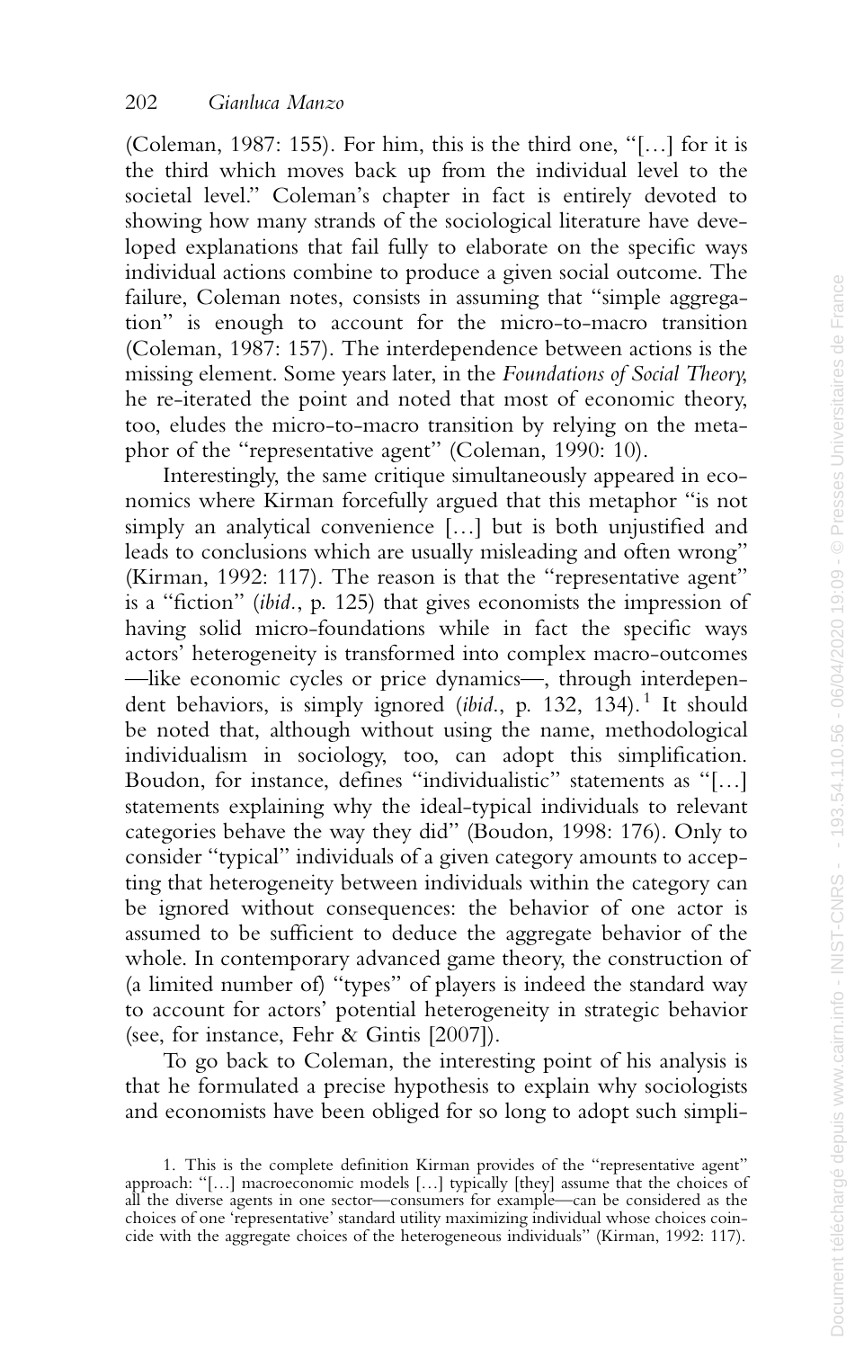(Coleman, 1987: 155). For him, this is the third one, "[…] for it is the third which moves back up from the individual level to the societal level." Coleman's chapter in fact is entirely devoted to showing how many strands of the sociological literature have developed explanations that fail fully to elaborate on the specific ways individual actions combine to produce a given social outcome. The failure, Coleman notes, consists in assuming that "simple aggregation" is enough to account for the micro-to-macro transition (Coleman, 1987: 157). The interdependence between actions is the missing element. Some years later, in the *Foundations of Social Theory*, he re-iterated the point and noted that most of economic theory, too, eludes the micro-to-macro transition by relying on the metaphor of the "representative agent" (Coleman, 1990: 10).

Interestingly, the same critique simultaneously appeared in economics where Kirman forcefully argued that this metaphor "is not simply an analytical convenience […] but is both unjustified and leads to conclusions which are usually misleading and often wrong" (Kirman, 1992: 117). The reason is that the "representative agent" is a "fiction" (*ibid.*, p. 125) that gives economists the impression of having solid micro-foundations while in fact the specific ways actors' heterogeneity is transformed into complex macro-outcomes —like economic cycles or price dynamics—, through interdependent behaviors, is simply ignored (*ibid.*, p. 132, 134).[1] It should be noted that, although without using the name, methodological individualism in sociology, too, can adopt this simplification. Boudon, for instance, defines "individualistic" statements as "[…] statements explaining why the ideal-typical individuals to relevant categories behave the way they did" (Boudon, 1998: 176). Only to consider "typical" individuals of a given category amounts to accepting that heterogeneity between individuals within the category can be ignored without consequences: the behavior of one actor is assumed to be sufficient to deduce the aggregate behavior of the whole. In contemporary advanced game theory, the construction of (a limited number of) "types" of players is indeed the standard way to account for actors' potential heterogeneity in strategic behavior (see, for instance, Fehr & Gintis [2007]).

To go back to Coleman, the interesting point of his analysis is that he formulated a precise hypothesis to explain why sociologists and economists have been obliged for so long to adopt such simpli-

1. This is the complete definition Kirman provides of the "representative agent" approach: "[…] macroeconomic models […] typically [they] assume that the choices of all the diverse agents in one sector—consumers for example—can be considered as the choices of one 'representative' standard utility maximizing individual whose choices coincide with the aggregate choices of the heterogeneous individuals" (Kirman, 1992: 117).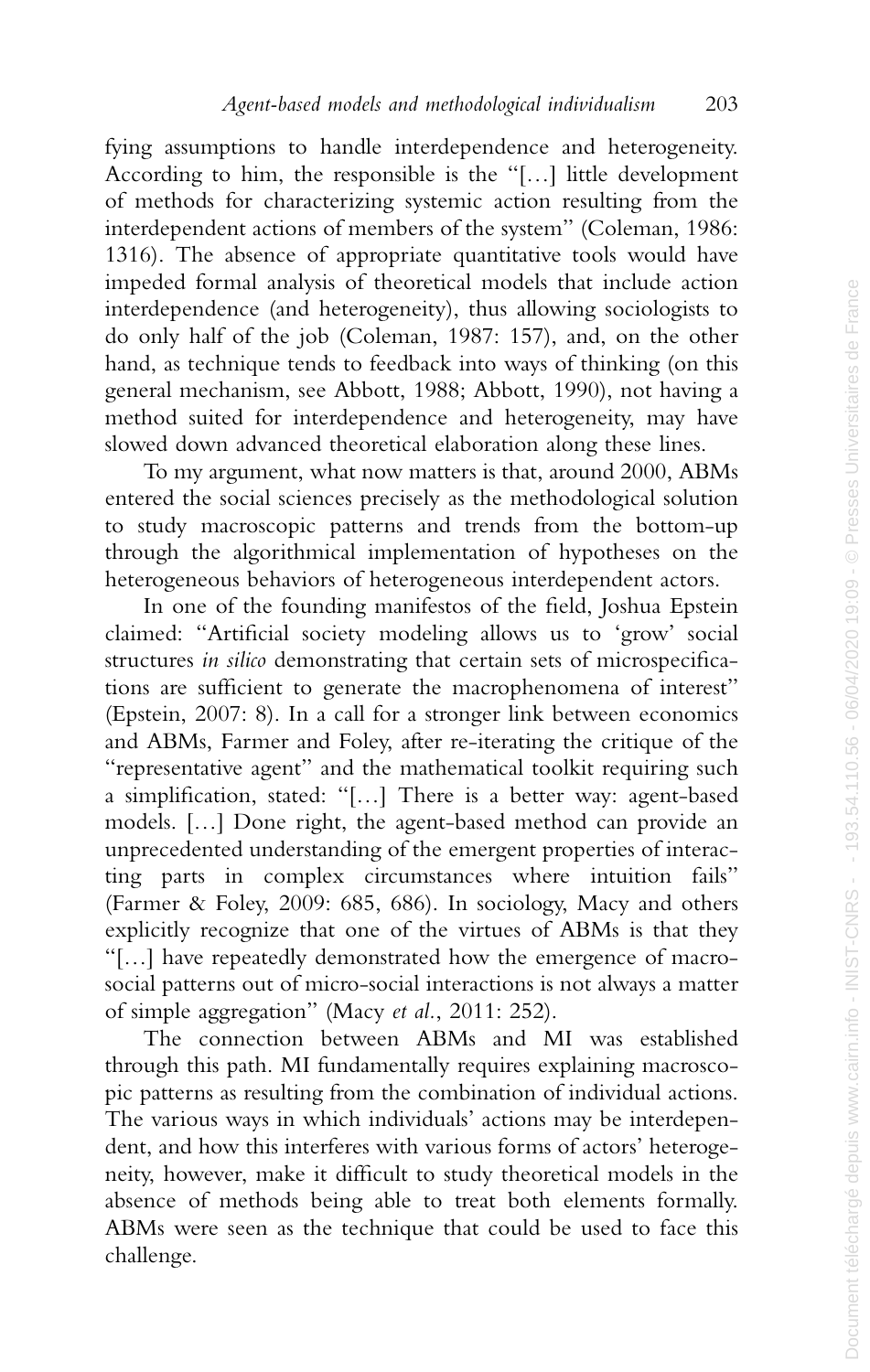fying assumptions to handle interdependence and heterogeneity. According to him, the responsible is the "[…] little development of methods for characterizing systemic action resulting from the interdependent actions of members of the system" (Coleman, 1986: 1316). The absence of appropriate quantitative tools would have impeded formal analysis of theoretical models that include action interdependence (and heterogeneity), thus allowing sociologists to do only half of the job (Coleman, 1987: 157), and, on the other hand, as technique tends to feedback into ways of thinking (on this general mechanism, see Abbott, 1988; Abbott, 1990), not having a method suited for interdependence and heterogeneity, may have slowed down advanced theoretical elaboration along these lines.

To my argument, what now matters is that, around 2000, ABMs entered the social sciences precisely as the methodological solution to study macroscopic patterns and trends from the bottom-up through the algorithmical implementation of hypotheses on the heterogeneous behaviors of heterogeneous interdependent actors.

In one of the founding manifestos of the field, Joshua Epstein claimed: "Artificial society modeling allows us to 'grow' social structures *in silico* demonstrating that certain sets of microspecifications are sufficient to generate the macrophenomena of interest" (Epstein, 2007: 8). In a call for a stronger link between economics and ABMs, Farmer and Foley, after re-iterating the critique of the "representative agent" and the mathematical toolkit requiring such a simplification, stated: "[…] There is a better way: agent-based models. […] Done right, the agent-based method can provide an unprecedented understanding of the emergent properties of interacting parts in complex circumstances where intuition fails" (Farmer & Foley, 2009: 685, 686). In sociology, Macy and others explicitly recognize that one of the virtues of ABMs is that they "[…] have repeatedly demonstrated how the emergence of macrosocial patterns out of micro-social interactions is not always a matter of simple aggregation" (Macy *et al.*, 2011: 252).

The connection between ABMs and MI was established through this path. MI fundamentally requires explaining macroscopic patterns as resulting from the combination of individual actions. The various ways in which individuals' actions may be interdependent, and how this interferes with various forms of actors' heterogeneity, however, make it difficult to study theoretical models in the absence of methods being able to treat both elements formally. ABMs were seen as the technique that could be used to face this challenge.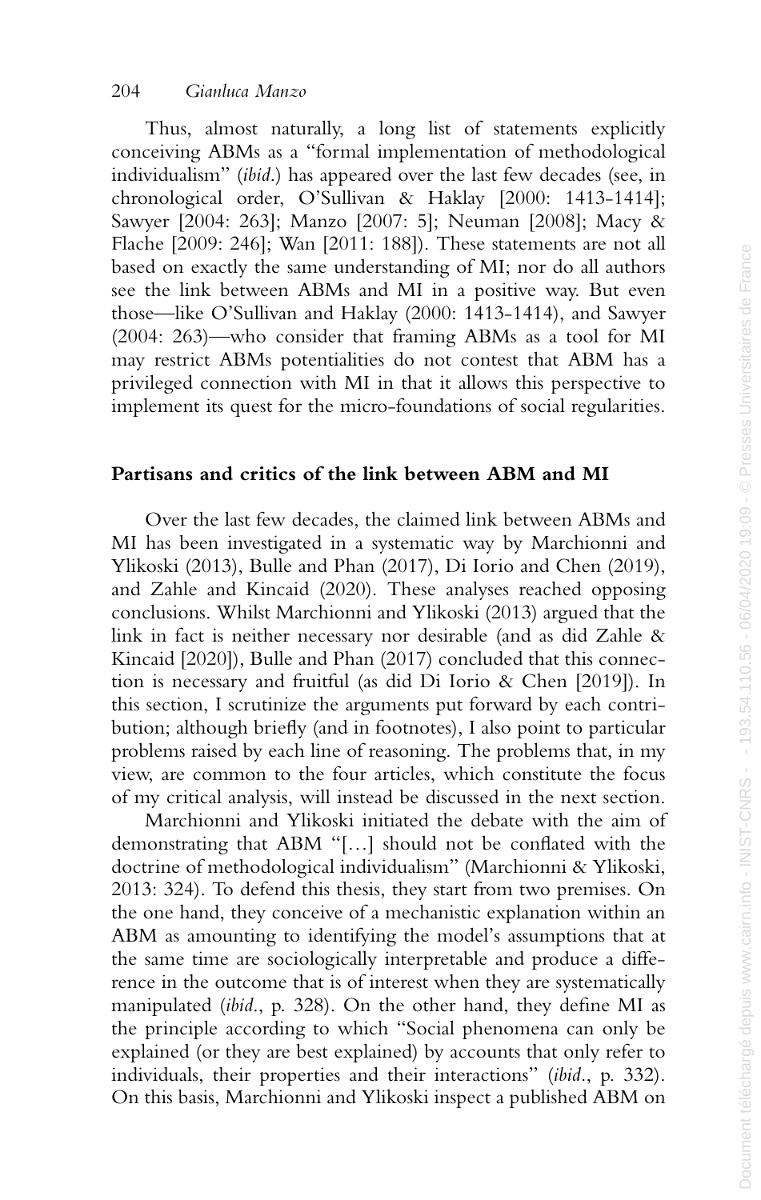Thus, almost naturally, a long list of statements explicitly conceiving ABMs as a "formal implementation of methodological individualism" (*ibid*.) has appeared over the last few decades (see, in chronological order, O'Sullivan & Haklay [2000: 1413-1414]; Sawyer [2004: 263]; Manzo [2007: 5]; Neuman [2008]; Macy & Flache [2009: 246]; Wan [2011: 188]). These statements are not all based on exactly the same understanding of MI; nor do all authors see the link between ABMs and MI in a positive way. But even those—like O'Sullivan and Haklay (2000: 1413-1414), and Sawyer (2004: 263)—who consider that framing ABMs as a tool for MI may restrict ABMs potentialities do not contest that ABM has a privileged connection with MI in that it allows this perspective to implement its quest for the micro-foundations of social regularities.

## Partisans and critics of the link between ABM and MI

Over the last few decades, the claimed link between ABMs and MI has been investigated in a systematic way by Marchionni and Ylikoski (2013), Bulle and Phan (2017), Di Iorio and Chen (2019), and Zahle and Kincaid (2020). These analyses reached opposing conclusions. Whilst Marchionni and Ylikoski (2013) argued that the link in fact is neither necessary nor desirable (and as did Zahle & Kincaid [2020]), Bulle and Phan (2017) concluded that this connection is necessary and fruitful (as did Di Iorio & Chen [2019]). In this section, I scrutinize the arguments put forward by each contribution; although briefly (and in footnotes), I also point to particular problems raised by each line of reasoning. The problems that, in my view, are common to the four articles, which constitute the focus of my critical analysis, will instead be discussed in the next section.

Marchionni and Ylikoski initiated the debate with the aim of demonstrating that ABM "[…] should not be conflated with the doctrine of methodological individualism" (Marchionni & Ylikoski, 2013: 324). To defend this thesis, they start from two premises. On the one hand, they conceive of a mechanistic explanation within an ABM as amounting to identifying the model's assumptions that at the same time are sociologically interpretable and produce a difference in the outcome that is of interest when they are systematically manipulated (*ibid*., p. 328). On the other hand, they define MI as the principle according to which "Social phenomena can only be explained (or they are best explained) by accounts that only refer to individuals, their properties and their interactions" (*ibid*., p. 332). On this basis, Marchionni and Ylikoski inspect a published ABM on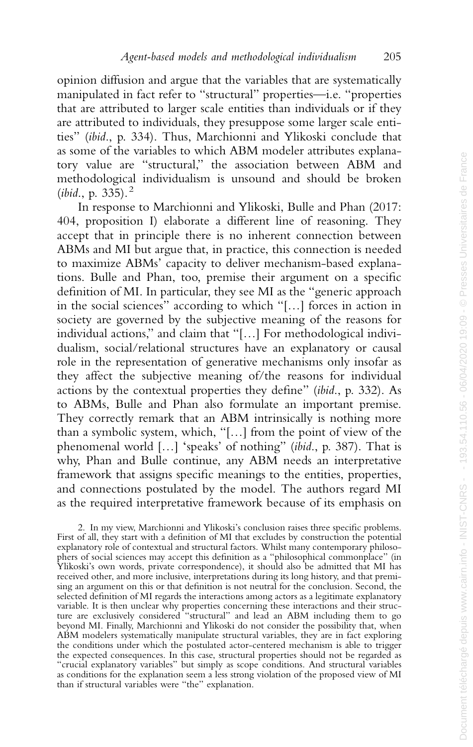opinion diffusion and argue that the variables that are systematically manipulated in fact refer to "structural" properties—i.e. "properties that are attributed to larger scale entities than individuals or if they are attributed to individuals, they presuppose some larger scale entities" (*ibid*., p. 334). Thus, Marchionni and Ylikoski conclude that as some of the variables to which ABM modeler attributes explanatory value are "structural," the association between ABM and methodological individualism is unsound and should be broken (*ibid*., p. 335).[2]

In response to Marchionni and Ylikoski, Bulle and Phan (2017: 404, proposition I) elaborate a different line of reasoning. They accept that in principle there is no inherent connection between ABMs and MI but argue that, in practice, this connection is needed to maximize ABMs' capacity to deliver mechanism-based explanations. Bulle and Phan, too, premise their argument on a specific definition of MI. In particular, they see MI as the "generic approach in the social sciences" according to which "[…] forces in action in society are governed by the subjective meaning of the reasons for individual actions," and claim that "[…] For methodological individualism, social/relational structures have an explanatory or causal role in the representation of generative mechanisms only insofar as they affect the subjective meaning of/the reasons for individual actions by the contextual properties they define" (*ibid*., p. 332). As to ABMs, Bulle and Phan also formulate an important premise. They correctly remark that an ABM intrinsically is nothing more than a symbolic system, which, "[…] from the point of view of the phenomenal world […] 'speaks' of nothing" (*ibid*., p. 387). That is why, Phan and Bulle continue, any ABM needs an interpretative framework that assigns specific meanings to the entities, properties, and connections postulated by the model. The authors regard MI as the required interpretative framework because of its emphasis on

2. In my view, Marchionni and Ylikoski's conclusion raises three specific problems. First of all, they start with a definition of MI that excludes by construction the potential explanatory role of contextual and structural factors. Whilst many contemporary philosophers of social sciences may accept this definition as a "philosophical commonplace" (in Ylikoski's own words, private correspondence), it should also be admitted that MI has received other, and more inclusive, interpretations during its long history, and that premising an argument on this or that definition is not neutral for the conclusion. Second, the selected definition of MI regards the interactions among actors as a legitimate explanatory variable. It is then unclear why properties concerning these interactions and their structure are exclusively considered "structural" and lead an ABM including them to go beyond MI. Finally, Marchionni and Ylikoski do not consider the possibility that, when ABM modelers systematically manipulate structural variables, they are in fact exploring the conditions under which the postulated actor-centered mechanism is able to trigger the expected consequences. In this case, structural properties should not be regarded as "crucial explanatory variables" but simply as scope conditions. And structural variables as conditions for the explanation seem a less strong violation of the proposed view of MI than if structural variables were "the" explanation.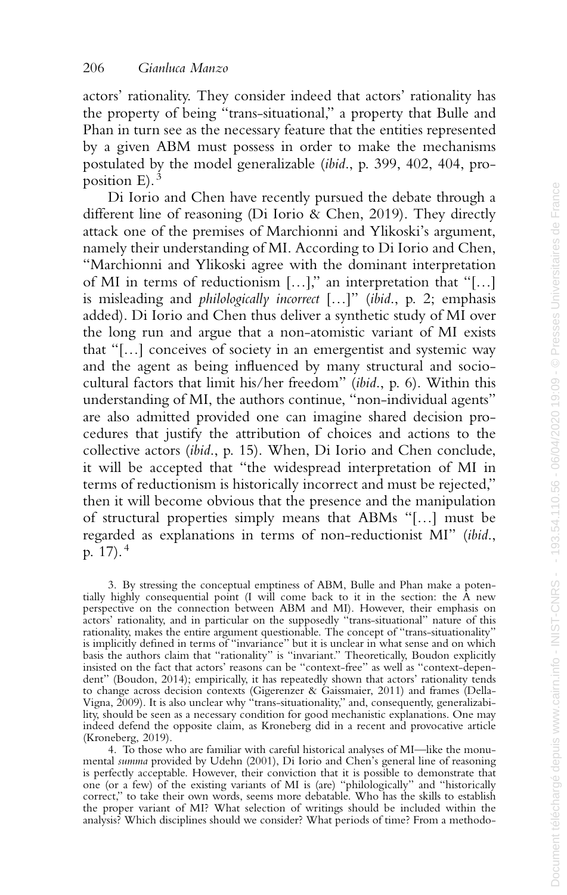actors' rationality. They consider indeed that actors' rationality has the property of being "trans-situational," a property that Bulle and Phan in turn see as the necessary feature that the entities represented by a given ABM must possess in order to make the mechanisms postulated by the model generalizable (*ibid.*, p. 399, 402, 404, proposition E).[3]

Di Iorio and Chen have recently pursued the debate through a different line of reasoning (Di Iorio & Chen, 2019). They directly attack one of the premises of Marchionni and Ylikoski's argument, namely their understanding of MI. According to Di Iorio and Chen, "Marchionni and Ylikoski agree with the dominant interpretation of MI in terms of reductionism […]," an interpretation that "[…] is misleading and *philologically incorrect* […]" (*ibid.*, p. 2; emphasis added). Di Iorio and Chen thus deliver a synthetic study of MI over the long run and argue that a non-atomistic variant of MI exists that "[…] conceives of society in an emergentist and systemic way and the agent as being influenced by many structural and sociocultural factors that limit his/her freedom" (*ibid.*, p. 6). Within this understanding of MI, the authors continue, "non-individual agents" are also admitted provided one can imagine shared decision procedures that justify the attribution of choices and actions to the collective actors (*ibid.*, p. 15). When, Di Iorio and Chen conclude, it will be accepted that "the widespread interpretation of MI in terms of reductionism is historically incorrect and must be rejected," then it will become obvious that the presence and the manipulation of structural properties simply means that ABMs "[…] must be regarded as explanations in terms of non-reductionist MI" (*ibid.*, p. 17).[4]

3. By stressing the conceptual emptiness of ABM, Bulle and Phan make a potentially highly consequential point (I will come back to it in the section: the A new perspective on the connection between ABM and MI). However, their emphasis on actors' rationality, and in particular on the supposedly "trans-situational" nature of this rationality, makes the entire argument questionable. The concept of "trans-situationality" is implicitly defined in terms of "invariance" but it is unclear in what sense and on which basis the authors claim that "rationality" is "invariant." Theoretically, Boudon explicitly insisted on the fact that actors' reasons can be "context-free" as well as "context-dependent" (Boudon, 2014); empirically, it has repeatedly shown that actors' rationality tends to change across decision contexts (Gigerenzer & Gaissmaier, 2011) and frames (Della-Vigna, 2009). It is also unclear why "trans-situationality," and, consequently, generalizability, should be seen as a necessary condition for good mechanistic explanations. One may indeed defend the opposite claim, as Kroneberg did in a recent and provocative article (Kroneberg, 2019).

4. To those who are familiar with careful historical analyses of MI—like the monumental *summa* provided by Udehn (2001), Di Iorio and Chen's general line of reasoning is perfectly acceptable. However, their conviction that it is possible to demonstrate that one (or a few) of the existing variants of MI is (are) "philologically" and "historically correct," to take their own words, seems more debatable. Who has the skills to establish the proper variant of MI? What selection of writings should be included within the analysis? Which disciplines should we consider? What periods of time? From a methodo-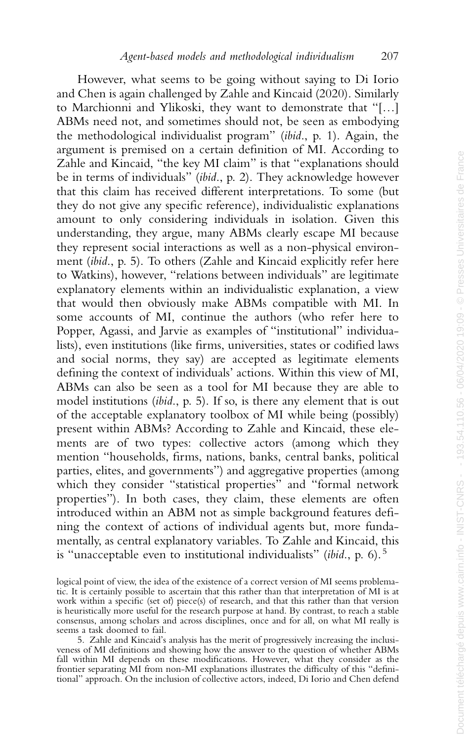However, what seems to be going without saying to Di Iorio and Chen is again challenged by Zahle and Kincaid (2020). Similarly to Marchionni and Ylikoski, they want to demonstrate that "[…] ABMs need not, and sometimes should not, be seen as embodying the methodological individualist program" (*ibid.*, p. 1). Again, the argument is premised on a certain definition of MI. According to Zahle and Kincaid, "the key MI claim" is that "explanations should be in terms of individuals" (*ibid.*, p. 2). They acknowledge however that this claim has received different interpretations. To some (but they do not give any specific reference), individualistic explanations amount to only considering individuals in isolation. Given this understanding, they argue, many ABMs clearly escape MI because they represent social interactions as well as a non-physical environment (*ibid.*, p. 5). To others (Zahle and Kincaid explicitly refer here to Watkins), however, "relations between individuals" are legitimate explanatory elements within an individualistic explanation, a view that would then obviously make ABMs compatible with MI. In some accounts of MI, continue the authors (who refer here to Popper, Agassi, and Jarvie as examples of "institutional" individualists), even institutions (like firms, universities, states or codified laws and social norms, they say) are accepted as legitimate elements defining the context of individuals' actions. Within this view of MI, ABMs can also be seen as a tool for MI because they are able to model institutions (*ibid.*, p. 5). If so, is there any element that is out of the acceptable explanatory toolbox of MI while being (possibly) present within ABMs? According to Zahle and Kincaid, these elements are of two types: collective actors (among which they mention "households, firms, nations, banks, central banks, political parties, elites, and governments") and aggregative properties (among which they consider "statistical properties" and "formal network properties"). In both cases, they claim, these elements are often introduced within an ABM not as simple background features defining the context of actions of individual agents but, more fundamentally, as central explanatory variables. To Zahle and Kincaid, this is "unacceptable even to institutional individualists" (*ibid.*, p. 6).[5]

logical point of view, the idea of the existence of a correct version of MI seems problematic. It is certainly possible to ascertain that this rather than that interpretation of MI is at work within a specific (set of) piece(s) of research, and that this rather than that version is heuristically more useful for the research purpose at hand. By contrast, to reach a stable consensus, among scholars and across disciplines, once and for all, on what MI really is seems a task doomed to fail.

5. Zahle and Kincaid's analysis has the merit of progressively increasing the inclusiveness of MI definitions and showing how the answer to the question of whether ABMs fall within MI depends on these modifications. However, what they consider as the frontier separating MI from non-MI explanations illustrates the difficulty of this "definitional" approach. On the inclusion of collective actors, indeed, Di Iorio and Chen defend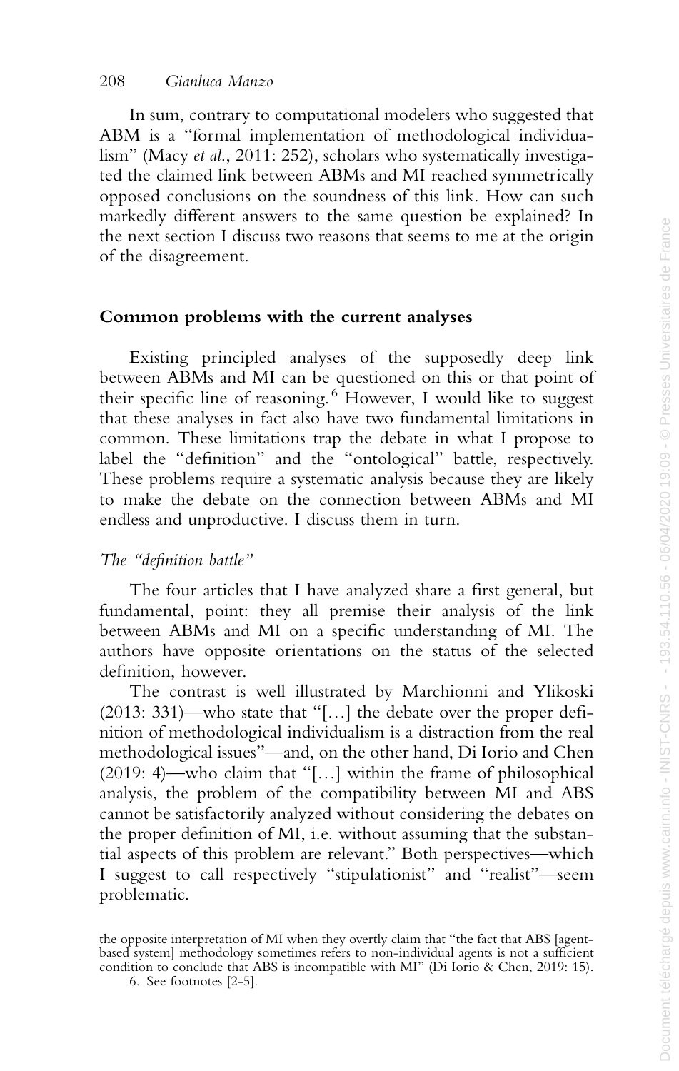In sum, contrary to computational modelers who suggested that ABM is a "formal implementation of methodological individualism" (Macy *et al.*, 2011: 252), scholars who systematically investigated the claimed link between ABMs and MI reached symmetrically opposed conclusions on the soundness of this link. How can such markedly different answers to the same question be explained? In the next section I discuss two reasons that seems to me at the origin of the disagreement.

## Common problems with the current analyses

Existing principled analyses of the supposedly deep link between ABMs and MI can be questioned on this or that point of their specific line of reasoning.[6] However, I would like to suggest that these analyses in fact also have two fundamental limitations in common. These limitations trap the debate in what I propose to label the "definition" and the "ontological" battle, respectively. These problems require a systematic analysis because they are likely to make the debate on the connection between ABMs and MI endless and unproductive. I discuss them in turn.

### *The "definition battle"*

The four articles that I have analyzed share a first general, but fundamental, point: they all premise their analysis of the link between ABMs and MI on a specific understanding of MI. The authors have opposite orientations on the status of the selected definition, however.

The contrast is well illustrated by Marchionni and Ylikoski (2013: 331)—who state that "[…] the debate over the proper definition of methodological individualism is a distraction from the real methodological issues"—and, on the other hand, Di Iorio and Chen (2019: 4)—who claim that "[…] within the frame of philosophical analysis, the problem of the compatibility between MI and ABS cannot be satisfactorily analyzed without considering the debates on the proper definition of MI, i.e. without assuming that the substantial aspects of this problem are relevant." Both perspectives—which I suggest to call respectively "stipulationist" and "realist"—seem problematic.

the opposite interpretation of MI when they overtly claim that "the fact that ABS [agent-based system] methodology sometimes refers to non-individual agents is not a sufficient condition to conclude that ABS is incompatible with MI" (Di Iorio & Chen, 2019: 15).

6. See footnotes [2-5].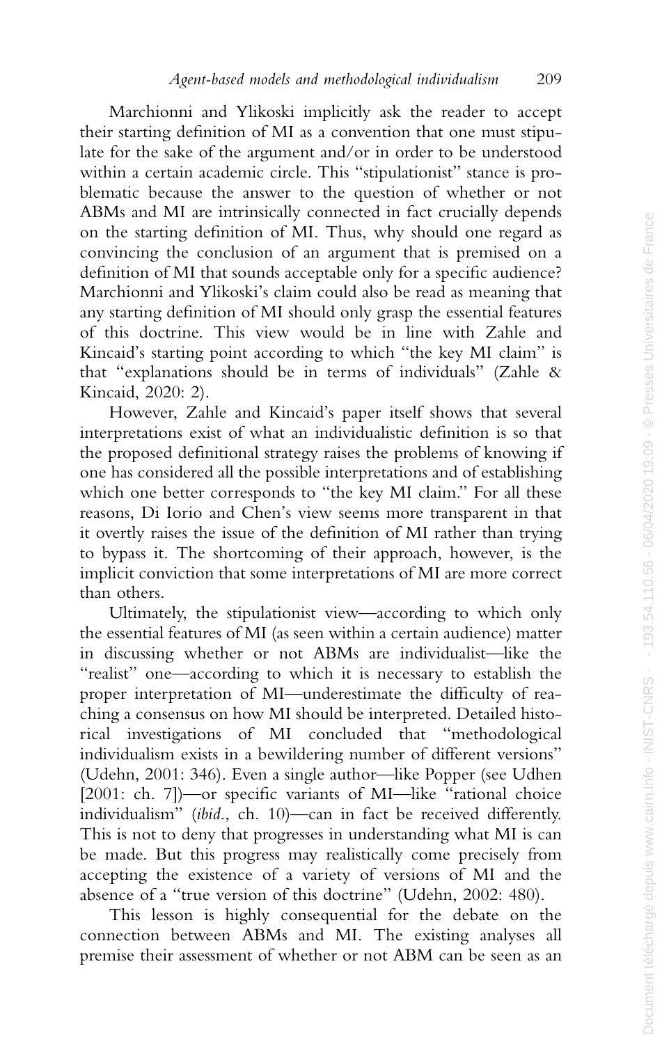Marchionni and Ylikoski implicitly ask the reader to accept their starting definition of MI as a convention that one must stipulate for the sake of the argument and/or in order to be understood within a certain academic circle. This "stipulationist" stance is problematic because the answer to the question of whether or not ABMs and MI are intrinsically connected in fact crucially depends on the starting definition of MI. Thus, why should one regard as convincing the conclusion of an argument that is premised on a definition of MI that sounds acceptable only for a specific audience? Marchionni and Ylikoski's claim could also be read as meaning that any starting definition of MI should only grasp the essential features of this doctrine. This view would be in line with Zahle and Kincaid's starting point according to which "the key MI claim" is that "explanations should be in terms of individuals" (Zahle & Kincaid, 2020: 2).

However, Zahle and Kincaid's paper itself shows that several interpretations exist of what an individualistic definition is so that the proposed definitional strategy raises the problems of knowing if one has considered all the possible interpretations and of establishing which one better corresponds to "the key MI claim." For all these reasons, Di Iorio and Chen's view seems more transparent in that it overtly raises the issue of the definition of MI rather than trying to bypass it. The shortcoming of their approach, however, is the implicit conviction that some interpretations of MI are more correct than others.

Ultimately, the stipulationist view—according to which only the essential features of MI (as seen within a certain audience) matter in discussing whether or not ABMs are individualist—like the "realist" one—according to which it is necessary to establish the proper interpretation of MI—underestimate the difficulty of reaching a consensus on how MI should be interpreted. Detailed historical investigations of MI concluded that "methodological individualism exists in a bewildering number of different versions" (Udehn, 2001: 346). Even a single author—like Popper (see Udhen [2001: ch. 7])—or specific variants of MI—like "rational choice individualism" (*ibid.*, ch. 10)—can in fact be received differently. This is not to deny that progresses in understanding what MI is can be made. But this progress may realistically come precisely from accepting the existence of a variety of versions of MI and the absence of a "true version of this doctrine" (Udehn, 2002: 480).

This lesson is highly consequential for the debate on the connection between ABMs and MI. The existing analyses all premise their assessment of whether or not ABM can be seen as an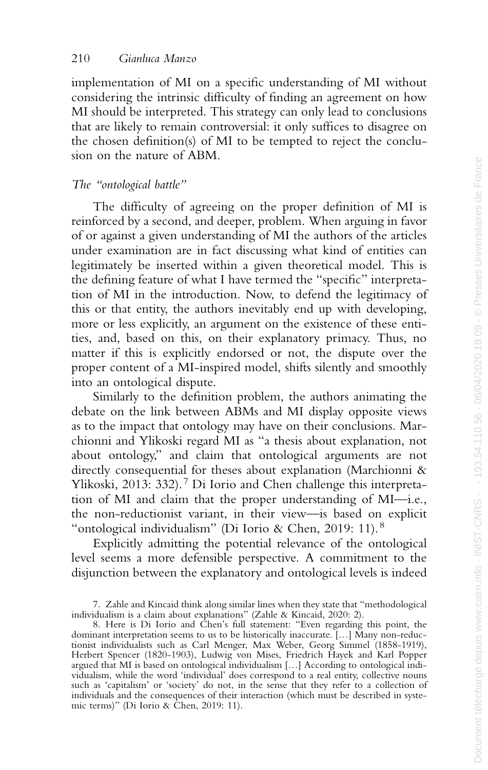implementation of MI on a specific understanding of MI without considering the intrinsic difficulty of finding an agreement on how MI should be interpreted. This strategy can only lead to conclusions that are likely to remain controversial: it only suffices to disagree on the chosen definition(s) of MI to be tempted to reject the conclusion on the nature of ABM.

### *The "ontological battle"*

The difficulty of agreeing on the proper definition of MI is reinforced by a second, and deeper, problem. When arguing in favor of or against a given understanding of MI the authors of the articles under examination are in fact discussing what kind of entities can legitimately be inserted within a given theoretical model. This is the defining feature of what I have termed the "specific" interpretation of MI in the introduction. Now, to defend the legitimacy of this or that entity, the authors inevitably end up with developing, more or less explicitly, an argument on the existence of these entities, and, based on this, on their explanatory primacy. Thus, no matter if this is explicitly endorsed or not, the dispute over the proper content of a MI-inspired model, shifts silently and smoothly into an ontological dispute.

Similarly to the definition problem, the authors animating the debate on the link between ABMs and MI display opposite views as to the impact that ontology may have on their conclusions. Marchionni and Ylikoski regard MI as "a thesis about explanation, not about ontology," and claim that ontological arguments are not directly consequential for theses about explanation (Marchionni & Ylikoski, 2013: 332).[7] Di Iorio and Chen challenge this interpretation of MI and claim that the proper understanding of MI—i.e., the non-reductionist variant, in their view—is based on explicit "ontological individualism" (Di Iorio & Chen, 2019: 11).[8]

Explicitly admitting the potential relevance of the ontological level seems a more defensible perspective. A commitment to the disjunction between the explanatory and ontological levels is indeed

7. Zahle and Kincaid think along similar lines when they state that "methodological individualism is a claim about explanations" (Zahle & Kincaid, 2020: 2).

8. Here is Di Iorio and Chen's full statement: "Even regarding this point, the dominant interpretation seems to us to be historically inaccurate. […] Many non-reductionist individualists such as Carl Menger, Max Weber, Georg Simmel (1858-1919), Herbert Spencer (1820-1903), Ludwig von Mises, Friedrich Hayek and Karl Popper argued that MI is based on ontological individualism […] According to ontological individualism, while the word 'individual' does correspond to a real entity, collective nouns such as 'capitalism' or 'society' do not, in the sense that they refer to a collection of individuals and the consequences of their interaction (which must be described in systemic terms)" (Di Iorio & Chen, 2019: 11).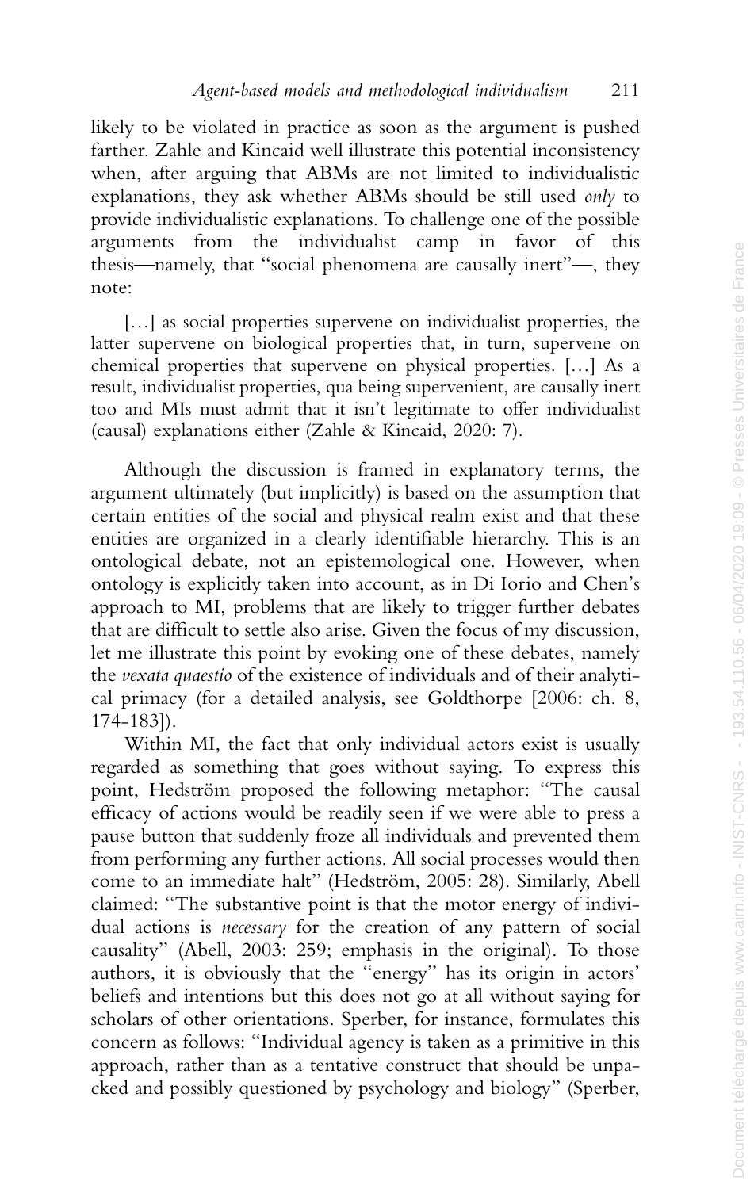likely to be violated in practice as soon as the argument is pushed farther. Zahle and Kincaid well illustrate this potential inconsistency when, after arguing that ABMs are not limited to individualistic explanations, they ask whether ABMs should be still used *only* to provide individualistic explanations. To challenge one of the possible arguments from the individualist camp in favor of this thesis—namely, that "social phenomena are causally inert"—, they note:

> […] as social properties supervene on individualist properties, the latter supervene on biological properties that, in turn, supervene on chemical properties that supervene on physical properties. […] As a result, individualist properties, qua being supervenient, are causally inert too and MIs must admit that it isn't legitimate to offer individualist (causal) explanations either (Zahle & Kincaid, 2020: 7).

Although the discussion is framed in explanatory terms, the argument ultimately (but implicitly) is based on the assumption that certain entities of the social and physical realm exist and that these entities are organized in a clearly identifiable hierarchy. This is an ontological debate, not an epistemological one. However, when ontology is explicitly taken into account, as in Di Iorio and Chen's approach to MI, problems that are likely to trigger further debates that are difficult to settle also arise. Given the focus of my discussion, let me illustrate this point by evoking one of these debates, namely the *vexata quaestio* of the existence of individuals and of their analytical primacy (for a detailed analysis, see Goldthorpe [2006: ch. 8, 174-183]).

Within MI, the fact that only individual actors exist is usually regarded as something that goes without saying. To express this point, Hedström proposed the following metaphor: "The causal efficacy of actions would be readily seen if we were able to press a pause button that suddenly froze all individuals and prevented them from performing any further actions. All social processes would then come to an immediate halt" (Hedström, 2005: 28). Similarly, Abell claimed: "The substantive point is that the motor energy of individual actions is *necessary* for the creation of any pattern of social causality" (Abell, 2003: 259; emphasis in the original). To those authors, it is obviously that the "energy" has its origin in actors' beliefs and intentions but this does not go at all without saying for scholars of other orientations. Sperber, for instance, formulates this concern as follows: "Individual agency is taken as a primitive in this approach, rather than as a tentative construct that should be unpacked and possibly questioned by psychology and biology" (Sperber,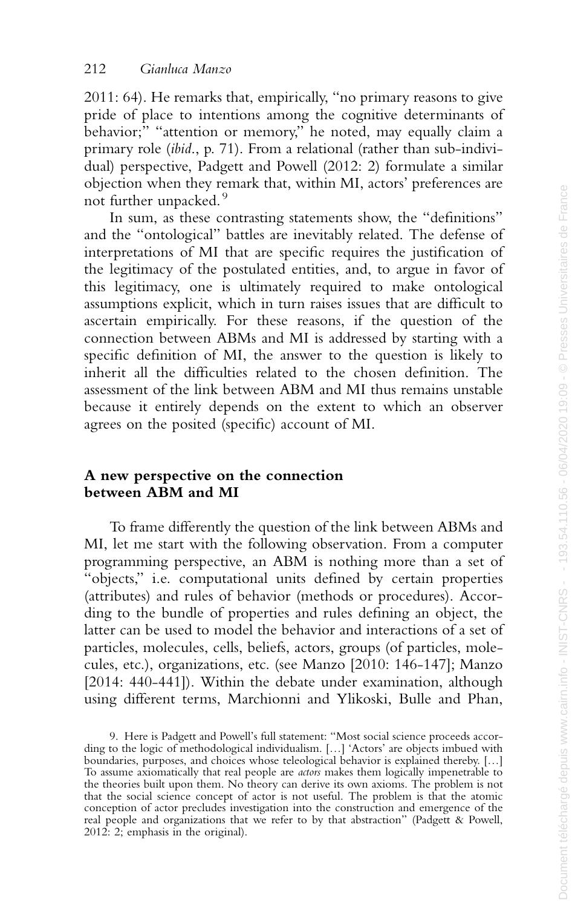2011: 64). He remarks that, empirically, "no primary reasons to give pride of place to intentions among the cognitive determinants of behavior;" "attention or memory," he noted, may equally claim a primary role (*ibid.*, p. 71). From a relational (rather than sub-individual) perspective, Padgett and Powell (2012: 2) formulate a similar objection when they remark that, within MI, actors' preferences are not further unpacked.[9]

In sum, as these contrasting statements show, the "definitions" and the "ontological" battles are inevitably related. The defense of interpretations of MI that are specific requires the justification of the legitimacy of the postulated entities, and, to argue in favor of this legitimacy, one is ultimately required to make ontological assumptions explicit, which in turn raises issues that are difficult to ascertain empirically. For these reasons, if the question of the connection between ABMs and MI is addressed by starting with a specific definition of MI, the answer to the question is likely to inherit all the difficulties related to the chosen definition. The assessment of the link between ABM and MI thus remains unstable because it entirely depends on the extent to which an observer agrees on the posited (specific) account of MI.

## A new perspective on the connection between ABM and MI

To frame differently the question of the link between ABMs and MI, let me start with the following observation. From a computer programming perspective, an ABM is nothing more than a set of "objects," i.e. computational units defined by certain properties (attributes) and rules of behavior (methods or procedures). According to the bundle of properties and rules defining an object, the latter can be used to model the behavior and interactions of a set of particles, molecules, cells, beliefs, actors, groups (of particles, molecules, etc.), organizations, etc. (see Manzo [2010: 146-147]; Manzo [2014: 440-441]). Within the debate under examination, although using different terms, Marchionni and Ylikoski, Bulle and Phan,

9. Here is Padgett and Powell's full statement: "Most social science proceeds according to the logic of methodological individualism. […] 'Actors' are objects imbued with boundaries, purposes, and choices whose teleological behavior is explained thereby. […] To assume axiomatically that real people are *actors* makes them logically impenetrable to the theories built upon them. No theory can derive its own axioms. The problem is not that the social science concept of actor is not useful. The problem is that the atomic conception of actor precludes investigation into the construction and emergence of the real people and organizations that we refer to by that abstraction" (Padgett & Powell, 2012: 2; emphasis in the original).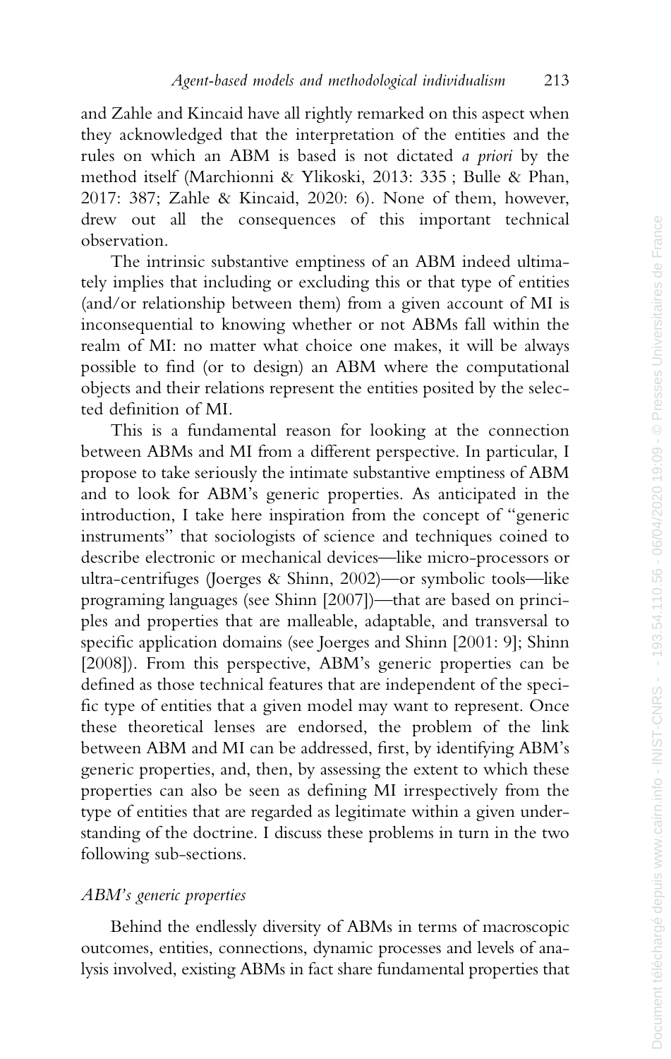and Zahle and Kincaid have all rightly remarked on this aspect when they acknowledged that the interpretation of the entities and the rules on which an ABM is based is not dictated *a priori* by the method itself (Marchionni & Ylikoski, 2013: 335 ; Bulle & Phan, 2017: 387; Zahle & Kincaid, 2020: 6). None of them, however, drew out all the consequences of this important technical observation.

The intrinsic substantive emptiness of an ABM indeed ultimately implies that including or excluding this or that type of entities (and/or relationship between them) from a given account of MI is inconsequential to knowing whether or not ABMs fall within the realm of MI: no matter what choice one makes, it will be always possible to find (or to design) an ABM where the computational objects and their relations represent the entities posited by the selected definition of MI.

This is a fundamental reason for looking at the connection between ABMs and MI from a different perspective. In particular, I propose to take seriously the intimate substantive emptiness of ABM and to look for ABM's generic properties. As anticipated in the introduction, I take here inspiration from the concept of "generic instruments" that sociologists of science and techniques coined to describe electronic or mechanical devices—like micro-processors or ultra-centrifuges (Joerges & Shinn, 2002)—or symbolic tools—like programing languages (see Shinn [2007])—that are based on principles and properties that are malleable, adaptable, and transversal to specific application domains (see Joerges and Shinn [2001: 9]; Shinn [2008]). From this perspective, ABM's generic properties can be defined as those technical features that are independent of the specific type of entities that a given model may want to represent. Once these theoretical lenses are endorsed, the problem of the link between ABM and MI can be addressed, first, by identifying ABM's generic properties, and, then, by assessing the extent to which these properties can also be seen as defining MI irrespectively from the type of entities that are regarded as legitimate within a given understanding of the doctrine. I discuss these problems in turn in the two following sub-sections.

### *ABM's generic properties*

Behind the endlessly diversity of ABMs in terms of macroscopic outcomes, entities, connections, dynamic processes and levels of analysis involved, existing ABMs in fact share fundamental properties that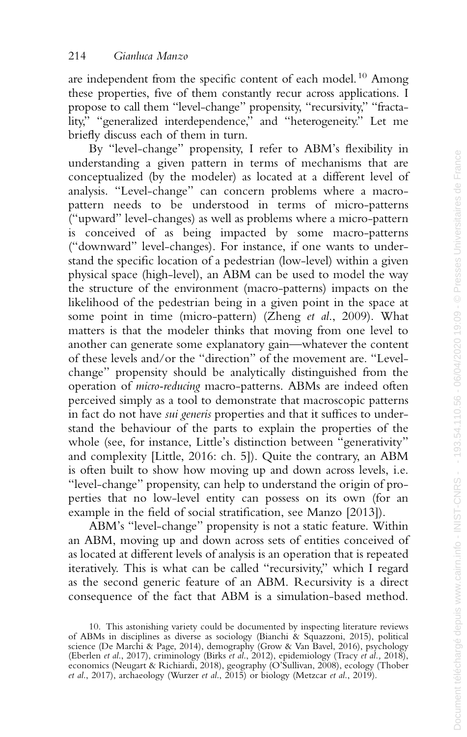are independent from the specific content of each model.[10] Among these properties, five of them constantly recur across applications. I propose to call them "level-change" propensity, "recursivity," "fractality," "generalized interdependence," and "heterogeneity." Let me briefly discuss each of them in turn.

By "level-change" propensity, I refer to ABM's flexibility in understanding a given pattern in terms of mechanisms that are conceptualized (by the modeler) as located at a different level of analysis. "Level-change" can concern problems where a macro-pattern needs to be understood in terms of micro-patterns ("upward" level-changes) as well as problems where a micro-pattern is conceived of as being impacted by some macro-patterns ("downward" level-changes). For instance, if one wants to understand the specific location of a pedestrian (low-level) within a given physical space (high-level), an ABM can be used to model the way the structure of the environment (macro-patterns) impacts on the likelihood of the pedestrian being in a given point in the space at some point in time (micro-pattern) (Zheng *et al.*, 2009). What matters is that the modeler thinks that moving from one level to another can generate some explanatory gain—whatever the content of these levels and/or the "direction" of the movement are. "Level-change" propensity should be analytically distinguished from the operation of *micro-reducing* macro-patterns. ABMs are indeed often perceived simply as a tool to demonstrate that macroscopic patterns in fact do not have *sui generis* properties and that it suffices to understand the behaviour of the parts to explain the properties of the whole (see, for instance, Little's distinction between "generativity" and complexity [Little, 2016: ch. 5]). Quite the contrary, an ABM is often built to show how moving up and down across levels, i.e. "level-change" propensity, can help to understand the origin of properties that no low-level entity can possess on its own (for an example in the field of social stratification, see Manzo [2013]).

ABM's "level-change" propensity is not a static feature. Within an ABM, moving up and down across sets of entities conceived of as located at different levels of analysis is an operation that is repeated iteratively. This is what can be called "recursivity," which I regard as the second generic feature of an ABM. Recursivity is a direct consequence of the fact that ABM is a simulation-based method.

10. This astonishing variety could be documented by inspecting literature reviews of ABMs in disciplines as diverse as sociology (Bianchi & Squazzoni, 2015), political science (De Marchi & Page, 2014), demography (Grow & Van Bavel, 2016), psychology (Eberlen *et al.*, 2017), criminology (Birks *et al.*, 2012), epidemiology (Tracy *et al.,* 2018), economics (Neugart & Richiardi, 2018), geography (O'Sullivan, 2008), ecology (Thober *et al.*, 2017), archaeology (Wurzer *et al.*, 2015) or biology (Metzcar *et al.*, 2019).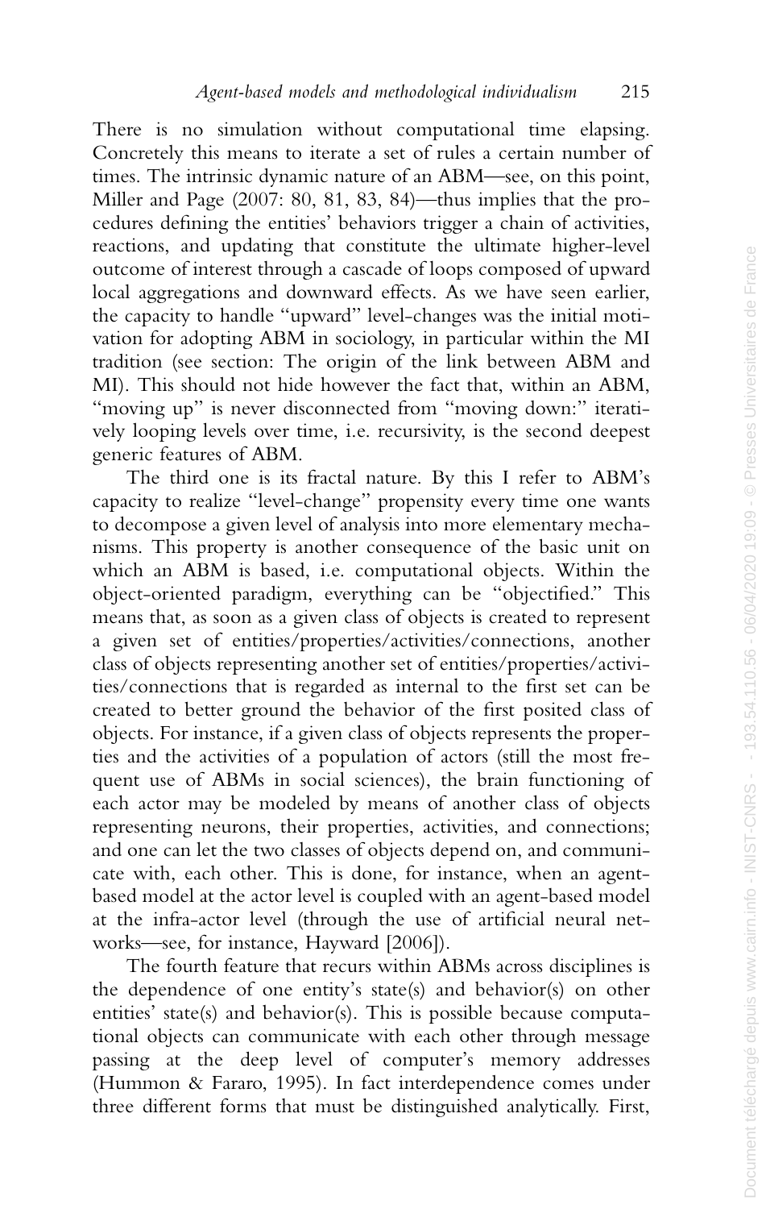There is no simulation without computational time elapsing. Concretely this means to iterate a set of rules a certain number of times. The intrinsic dynamic nature of an ABM—see, on this point, Miller and Page (2007: 80, 81, 83, 84)—thus implies that the procedures defining the entities' behaviors trigger a chain of activities, reactions, and updating that constitute the ultimate higher-level outcome of interest through a cascade of loops composed of upward local aggregations and downward effects. As we have seen earlier, the capacity to handle "upward" level-changes was the initial motivation for adopting ABM in sociology, in particular within the MI tradition (see section: The origin of the link between ABM and MI). This should not hide however the fact that, within an ABM, "moving up" is never disconnected from "moving down:" iteratively looping levels over time, i.e. recursivity, is the second deepest generic features of ABM.

The third one is its fractal nature. By this I refer to ABM's capacity to realize "level-change" propensity every time one wants to decompose a given level of analysis into more elementary mechanisms. This property is another consequence of the basic unit on which an ABM is based, i.e. computational objects. Within the object-oriented paradigm, everything can be "objectified." This means that, as soon as a given class of objects is created to represent a given set of entities/properties/activities/connections, another class of objects representing another set of entities/properties/activities/connections that is regarded as internal to the first set can be created to better ground the behavior of the first posited class of objects. For instance, if a given class of objects represents the properties and the activities of a population of actors (still the most frequent use of ABMs in social sciences), the brain functioning of each actor may be modeled by means of another class of objects representing neurons, their properties, activities, and connections; and one can let the two classes of objects depend on, and communicate with, each other. This is done, for instance, when an agent-based model at the actor level is coupled with an agent-based model at the infra-actor level (through the use of artificial neural networks—see, for instance, Hayward [2006]).

The fourth feature that recurs within ABMs across disciplines is the dependence of one entity's state(s) and behavior(s) on other entities' state(s) and behavior(s). This is possible because computational objects can communicate with each other through message passing at the deep level of computer's memory addresses (Hummon & Fararo, 1995). In fact interdependence comes under three different forms that must be distinguished analytically. First,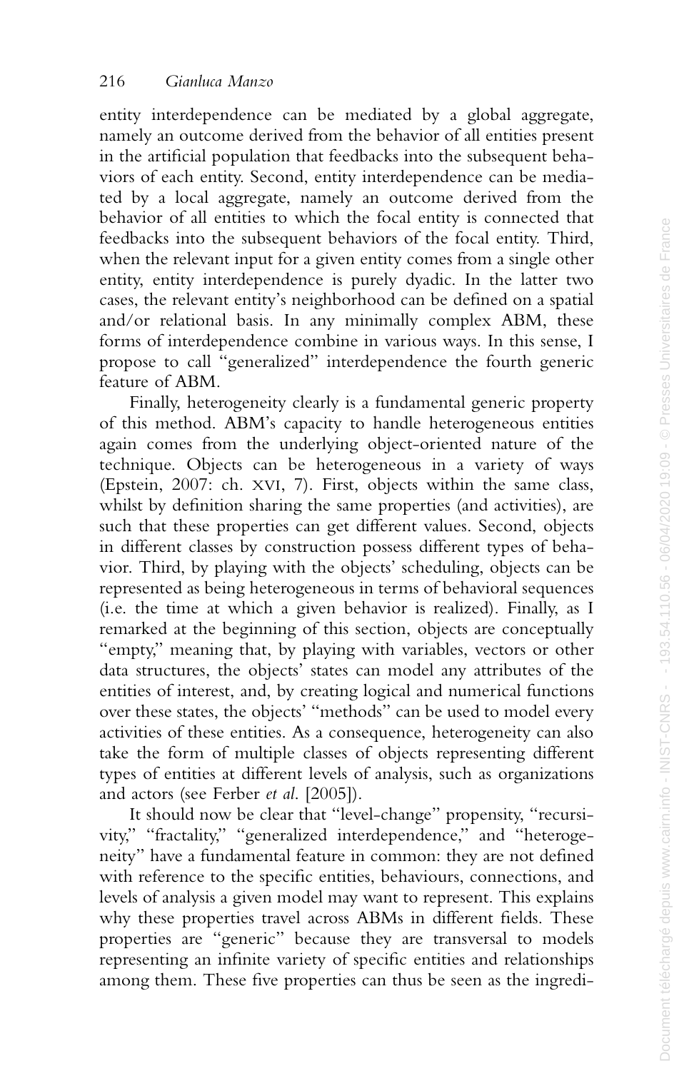entity interdependence can be mediated by a global aggregate, namely an outcome derived from the behavior of all entities present in the artificial population that feedbacks into the subsequent behaviors of each entity. Second, entity interdependence can be mediated by a local aggregate, namely an outcome derived from the behavior of all entities to which the focal entity is connected that feedbacks into the subsequent behaviors of the focal entity. Third, when the relevant input for a given entity comes from a single other entity, entity interdependence is purely dyadic. In the latter two cases, the relevant entity's neighborhood can be defined on a spatial and/or relational basis. In any minimally complex ABM, these forms of interdependence combine in various ways. In this sense, I propose to call "generalized" interdependence the fourth generic feature of ABM.

Finally, heterogeneity clearly is a fundamental generic property of this method. ABM's capacity to handle heterogeneous entities again comes from the underlying object-oriented nature of the technique. Objects can be heterogeneous in a variety of ways (Epstein, 2007: ch. XVI, 7). First, objects within the same class, whilst by definition sharing the same properties (and activities), are such that these properties can get different values. Second, objects in different classes by construction possess different types of behavior. Third, by playing with the objects' scheduling, objects can be represented as being heterogeneous in terms of behavioral sequences (i.e. the time at which a given behavior is realized). Finally, as I remarked at the beginning of this section, objects are conceptually "empty," meaning that, by playing with variables, vectors or other data structures, the objects' states can model any attributes of the entities of interest, and, by creating logical and numerical functions over these states, the objects' "methods" can be used to model every activities of these entities. As a consequence, heterogeneity can also take the form of multiple classes of objects representing different types of entities at different levels of analysis, such as organizations and actors (see Ferber *et al.* [2005]).

It should now be clear that "level-change" propensity, "recursivity," "fractality," "generalized interdependence," and "heterogeneity" have a fundamental feature in common: they are not defined with reference to the specific entities, behaviours, connections, and levels of analysis a given model may want to represent. This explains why these properties travel across ABMs in different fields. These properties are "generic" because they are transversal to models representing an infinite variety of specific entities and relationships among them. These five properties can thus be seen as the ingredi-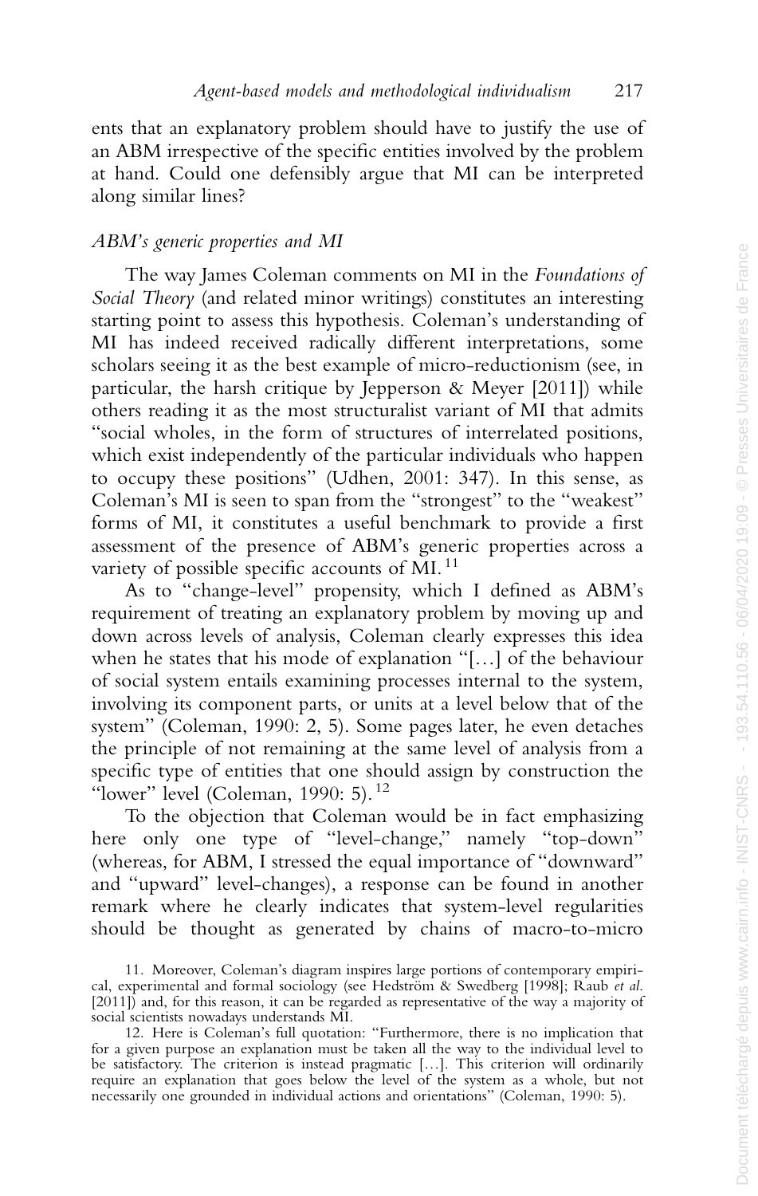ents that an explanatory problem should have to justify the use of an ABM irrespective of the specific entities involved by the problem at hand. Could one defensibly argue that MI can be interpreted along similar lines?

### *ABM's generic properties and MI*

The way James Coleman comments on MI in the *Foundations of Social Theory* (and related minor writings) constitutes an interesting starting point to assess this hypothesis. Coleman's understanding of MI has indeed received radically different interpretations, some scholars seeing it as the best example of micro-reductionism (see, in particular, the harsh critique by Jepperson & Meyer [2011]) while others reading it as the most structuralist variant of MI that admits "social wholes, in the form of structures of interrelated positions, which exist independently of the particular individuals who happen to occupy these positions" (Udhen, 2001: 347). In this sense, as Coleman's MI is seen to span from the "strongest" to the "weakest" forms of MI, it constitutes a useful benchmark to provide a first assessment of the presence of ABM's generic properties across a variety of possible specific accounts of MI.[11]

As to "change-level" propensity, which I defined as ABM's requirement of treating an explanatory problem by moving up and down across levels of analysis, Coleman clearly expresses this idea when he states that his mode of explanation "[…] of the behaviour of social system entails examining processes internal to the system, involving its component parts, or units at a level below that of the system" (Coleman, 1990: 2, 5). Some pages later, he even detaches the principle of not remaining at the same level of analysis from a specific type of entities that one should assign by construction the "lower" level (Coleman, 1990: 5).[12]

To the objection that Coleman would be in fact emphasizing here only one type of "level-change," namely "top-down" (whereas, for ABM, I stressed the equal importance of "downward" and "upward" level-changes), a response can be found in another remark where he clearly indicates that system-level regularities should be thought as generated by chains of macro-to-micro

11. Moreover, Coleman's diagram inspires large portions of contemporary empirical, experimental and formal sociology (see Hedström & Swedberg [1998]; Raub *et al.* [2011]) and, for this reason, it can be regarded as representative of the way a majority of social scientists nowadays understands MI.

12. Here is Coleman's full quotation: "Furthermore, there is no implication that for a given purpose an explanation must be taken all the way to the individual level to be satisfactory. The criterion is instead pragmatic […]. This criterion will ordinarily require an explanation that goes below the level of the system as a whole, but not necessarily one grounded in individual actions and orientations" (Coleman, 1990: 5).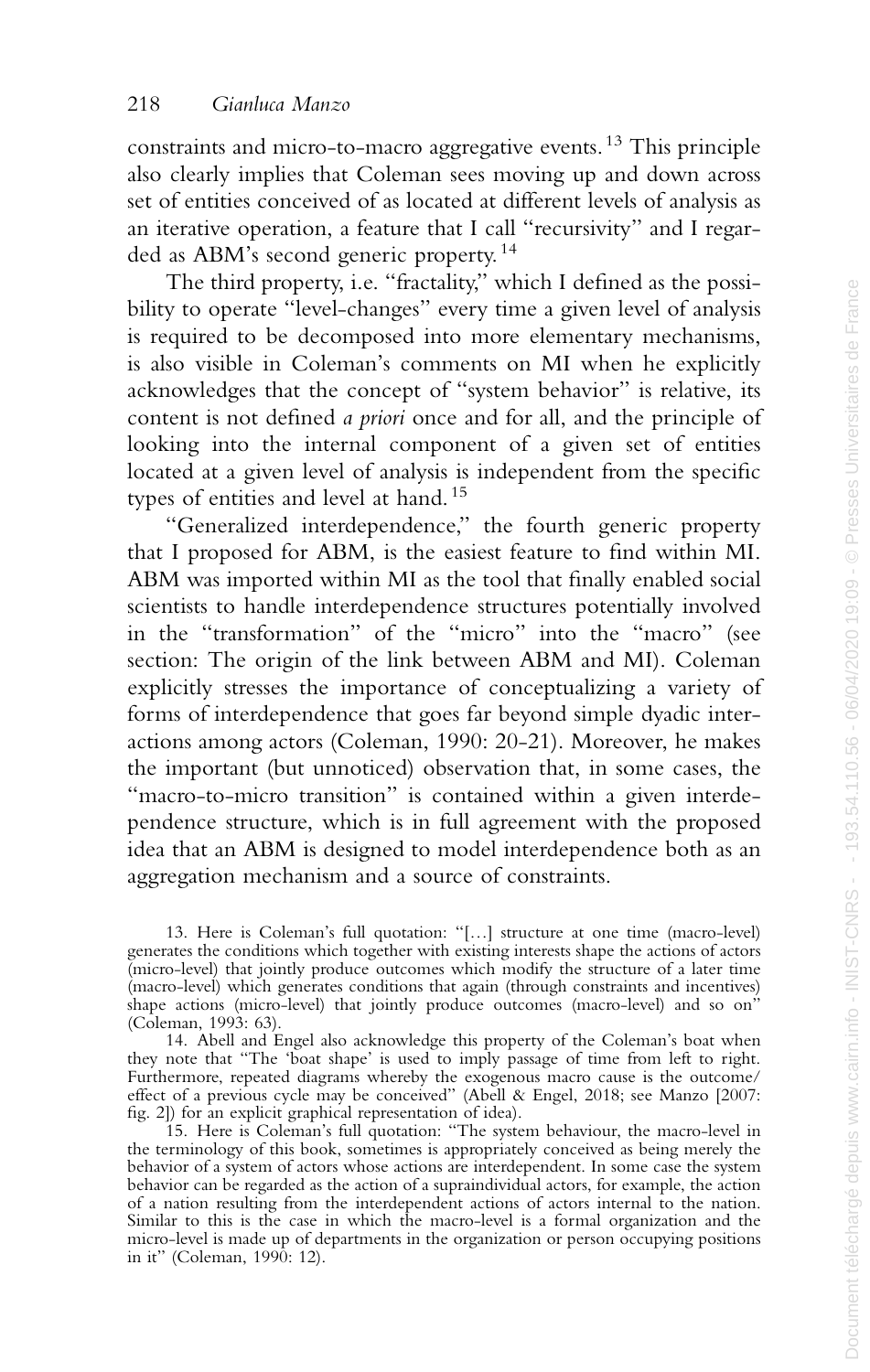constraints and micro-to-macro aggregative events.[13] This principle also clearly implies that Coleman sees moving up and down across set of entities conceived of as located at different levels of analysis as an iterative operation, a feature that I call "recursivity" and I regarded as ABM's second generic property.[14]

The third property, i.e. "fractality," which I defined as the possibility to operate "level-changes" every time a given level of analysis is required to be decomposed into more elementary mechanisms, is also visible in Coleman's comments on MI when he explicitly acknowledges that the concept of "system behavior" is relative, its content is not defined *a priori* once and for all, and the principle of looking into the internal component of a given set of entities located at a given level of analysis is independent from the specific types of entities and level at hand.[15]

"Generalized interdependence," the fourth generic property that I proposed for ABM, is the easiest feature to find within MI. ABM was imported within MI as the tool that finally enabled social scientists to handle interdependence structures potentially involved in the "transformation" of the "micro" into the "macro" (see section: The origin of the link between ABM and MI). Coleman explicitly stresses the importance of conceptualizing a variety of forms of interdependence that goes far beyond simple dyadic interactions among actors (Coleman, 1990: 20-21). Moreover, he makes the important (but unnoticed) observation that, in some cases, the "macro-to-micro transition" is contained within a given interdependence structure, which is in full agreement with the proposed idea that an ABM is designed to model interdependence both as an aggregation mechanism and a source of constraints.

13. Here is Coleman's full quotation: "[…] structure at one time (macro-level) generates the conditions which together with existing interests shape the actions of actors (micro-level) that jointly produce outcomes which modify the structure of a later time (macro-level) which generates conditions that again (through constraints and incentives) shape actions (micro-level) that jointly produce outcomes (macro-level) and so on" (Coleman, 1993: 63).

14. Abell and Engel also acknowledge this property of the Coleman's boat when they note that "The 'boat shape' is used to imply passage of time from left to right. Furthermore, repeated diagrams whereby the exogenous macro cause is the outcome/effect of a previous cycle may be conceived" (Abell & Engel, 2018; see Manzo [2007: fig. 2]) for an explicit graphical representation of idea).

15. Here is Coleman's full quotation: "The system behaviour, the macro-level in the terminology of this book, sometimes is appropriately conceived as being merely the behavior of a system of actors whose actions are interdependent. In some case the system behavior can be regarded as the action of a supraindividual actors, for example, the action of a nation resulting from the interdependent actions of actors internal to the nation. Similar to this is the case in which the macro-level is a formal organization and the micro-level is made up of departments in the organization or person occupying positions in it" (Coleman, 1990: 12).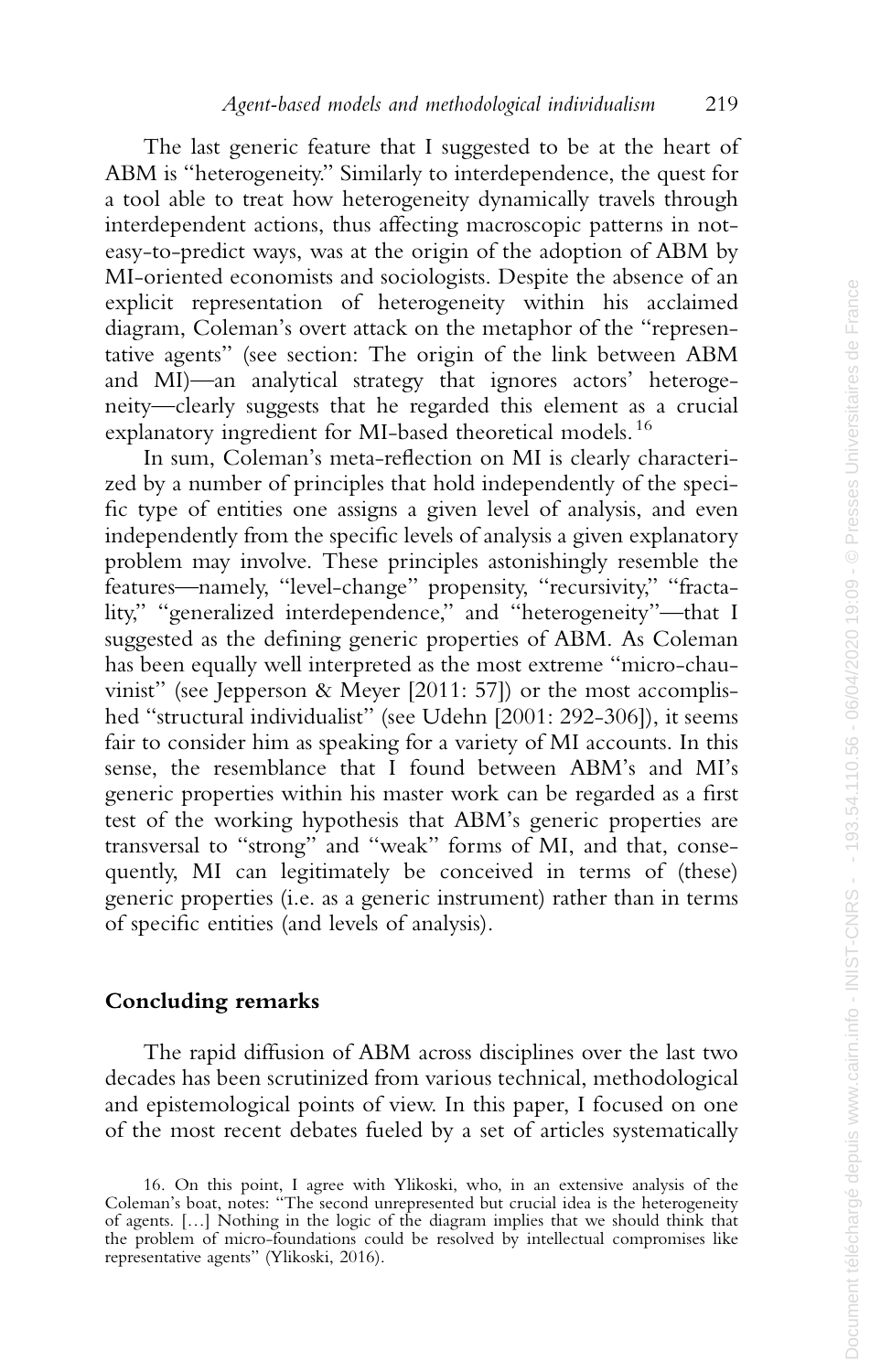The last generic feature that I suggested to be at the heart of ABM is "heterogeneity." Similarly to interdependence, the quest for a tool able to treat how heterogeneity dynamically travels through interdependent actions, thus affecting macroscopic patterns in not-easy-to-predict ways, was at the origin of the adoption of ABM by MI-oriented economists and sociologists. Despite the absence of an explicit representation of heterogeneity within his acclaimed diagram, Coleman's overt attack on the metaphor of the "representative agents" (see section: The origin of the link between ABM and MI)—an analytical strategy that ignores actors' heterogeneity—clearly suggests that he regarded this element as a crucial explanatory ingredient for MI-based theoretical models.[16]

In sum, Coleman's meta-reflection on MI is clearly characterized by a number of principles that hold independently of the specific type of entities one assigns a given level of analysis, and even independently from the specific levels of analysis a given explanatory problem may involve. These principles astonishingly resemble the features—namely, "level-change" propensity, "recursivity," "fractality," "generalized interdependence," and "heterogeneity"—that I suggested as the defining generic properties of ABM. As Coleman has been equally well interpreted as the most extreme "micro-chauvinist" (see Jepperson & Meyer [2011: 57]) or the most accomplished "structural individualist" (see Udehn [2001: 292-306]), it seems fair to consider him as speaking for a variety of MI accounts. In this sense, the resemblance that I found between ABM's and MI's generic properties within his master work can be regarded as a first test of the working hypothesis that ABM's generic properties are transversal to "strong" and "weak" forms of MI, and that, consequently, MI can legitimately be conceived in terms of (these) generic properties (i.e. as a generic instrument) rather than in terms of specific entities (and levels of analysis).

## Concluding remarks

The rapid diffusion of ABM across disciplines over the last two decades has been scrutinized from various technical, methodological and epistemological points of view. In this paper, I focused on one of the most recent debates fueled by a set of articles systematically

16. On this point, I agree with Ylikoski, who, in an extensive analysis of the Coleman's boat, notes: "The second unrepresented but crucial idea is the heterogeneity of agents. […] Nothing in the logic of the diagram implies that we should think that the problem of micro-foundations could be resolved by intellectual compromises like representative agents" (Ylikoski, 2016).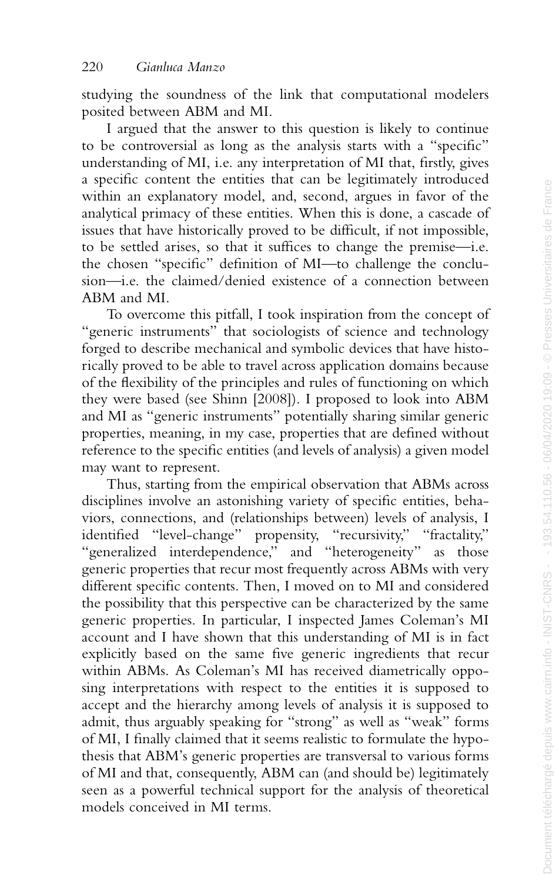studying the soundness of the link that computational modelers posited between ABM and MI.

I argued that the answer to this question is likely to continue to be controversial as long as the analysis starts with a "specific" understanding of MI, i.e. any interpretation of MI that, firstly, gives a specific content the entities that can be legitimately introduced within an explanatory model, and, second, argues in favor of the analytical primacy of these entities. When this is done, a cascade of issues that have historically proved to be difficult, if not impossible, to be settled arises, so that it suffices to change the premise—i.e. the chosen "specific" definition of MI—to challenge the conclusion—i.e. the claimed/denied existence of a connection between ABM and MI.

To overcome this pitfall, I took inspiration from the concept of "generic instruments" that sociologists of science and technology forged to describe mechanical and symbolic devices that have historically proved to be able to travel across application domains because of the flexibility of the principles and rules of functioning on which they were based (see Shinn [2008]). I proposed to look into ABM and MI as "generic instruments" potentially sharing similar generic properties, meaning, in my case, properties that are defined without reference to the specific entities (and levels of analysis) a given model may want to represent.

Thus, starting from the empirical observation that ABMs across disciplines involve an astonishing variety of specific entities, behaviors, connections, and (relationships between) levels of analysis, I identified "level-change" propensity, "recursivity," "fractality," "generalized interdependence," and "heterogeneity" as those generic properties that recur most frequently across ABMs with very different specific contents. Then, I moved on to MI and considered the possibility that this perspective can be characterized by the same generic properties. In particular, I inspected James Coleman's MI account and I have shown that this understanding of MI is in fact explicitly based on the same five generic ingredients that recur within ABMs. As Coleman's MI has received diametrically opposing interpretations with respect to the entities it is supposed to accept and the hierarchy among levels of analysis it is supposed to admit, thus arguably speaking for "strong" as well as "weak" forms of MI, I finally claimed that it seems realistic to formulate the hypothesis that ABM's generic properties are transversal to various forms of MI and that, consequently, ABM can (and should be) legitimately seen as a powerful technical support for the analysis of theoretical models conceived in MI terms.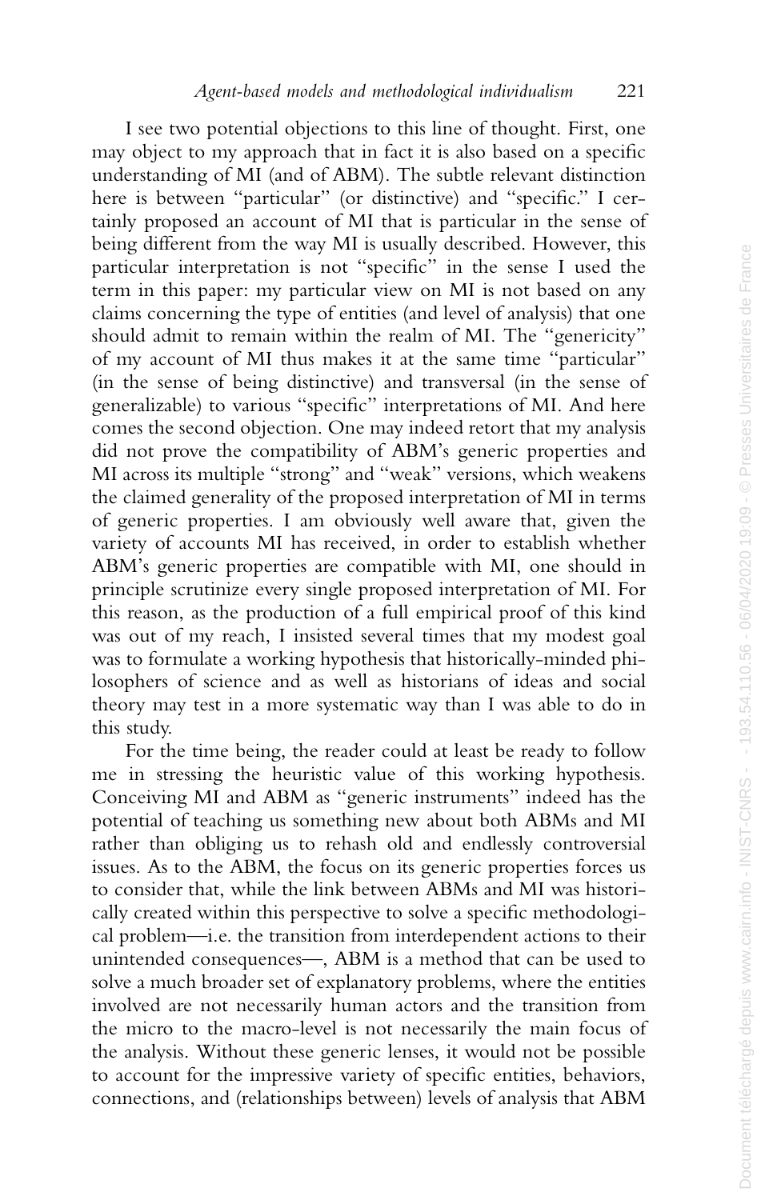I see two potential objections to this line of thought. First, one may object to my approach that in fact it is also based on a specific understanding of MI (and of ABM). The subtle relevant distinction here is between "particular" (or distinctive) and "specific." I certainly proposed an account of MI that is particular in the sense of being different from the way MI is usually described. However, this particular interpretation is not "specific" in the sense I used the term in this paper: my particular view on MI is not based on any claims concerning the type of entities (and level of analysis) that one should admit to remain within the realm of MI. The "genericity" of my account of MI thus makes it at the same time "particular" (in the sense of being distinctive) and transversal (in the sense of generalizable) to various "specific" interpretations of MI. And here comes the second objection. One may indeed retort that my analysis did not prove the compatibility of ABM's generic properties and MI across its multiple "strong" and "weak" versions, which weakens the claimed generality of the proposed interpretation of MI in terms of generic properties. I am obviously well aware that, given the variety of accounts MI has received, in order to establish whether ABM's generic properties are compatible with MI, one should in principle scrutinize every single proposed interpretation of MI. For this reason, as the production of a full empirical proof of this kind was out of my reach, I insisted several times that my modest goal was to formulate a working hypothesis that historically-minded philosophers of science and as well as historians of ideas and social theory may test in a more systematic way than I was able to do in this study.

For the time being, the reader could at least be ready to follow me in stressing the heuristic value of this working hypothesis. Conceiving MI and ABM as "generic instruments" indeed has the potential of teaching us something new about both ABMs and MI rather than obliging us to rehash old and endlessly controversial issues. As to the ABM, the focus on its generic properties forces us to consider that, while the link between ABMs and MI was historically created within this perspective to solve a specific methodological problem—i.e. the transition from interdependent actions to their unintended consequences—, ABM is a method that can be used to solve a much broader set of explanatory problems, where the entities involved are not necessarily human actors and the transition from the micro to the macro-level is not necessarily the main focus of the analysis. Without these generic lenses, it would not be possible to account for the impressive variety of specific entities, behaviors, connections, and (relationships between) levels of analysis that ABM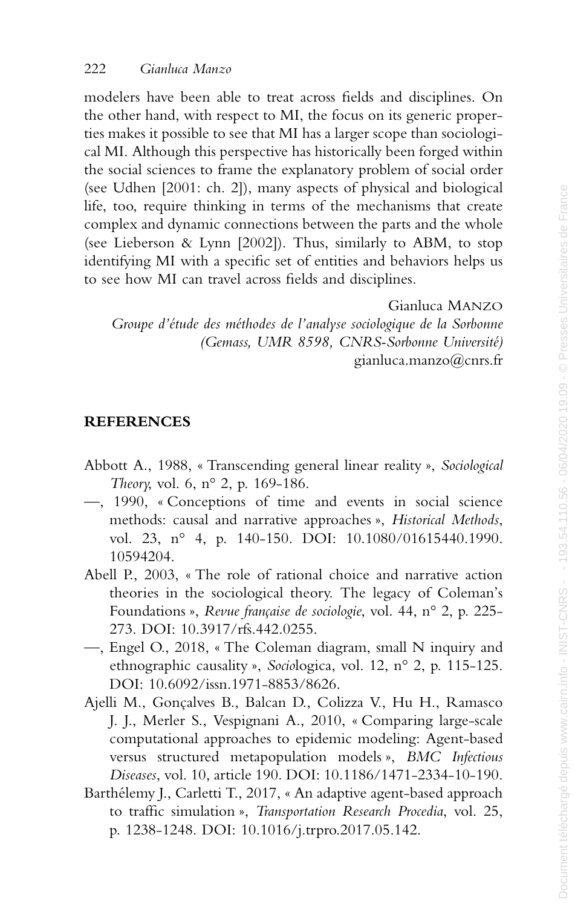modelers have been able to treat across fields and disciplines. On the other hand, with respect to MI, the focus on its generic properties makes it possible to see that MI has a larger scope than sociological MI. Although this perspective has historically been forged within the social sciences to frame the explanatory problem of social order (see Udhen [2001: ch. 2]), many aspects of physical and biological life, too, require thinking in terms of the mechanisms that create complex and dynamic connections between the parts and the whole (see Lieberson & Lynn [2002]). Thus, similarly to ABM, to stop identifying MI with a specific set of entities and behaviors helps us to see how MI can travel across fields and disciplines.

Gianluca MANZO
*Groupe d'étude des méthodes de l'analyse sociologique de la Sorbonne (Gemass, UMR 8598, CNRS-Sorbonne Université)*
gianluca.manzo@cnrs.fr

## REFERENCES

Abbott A., 1988, « Transcending general linear reality », *Sociological Theory*, vol. 6, n° 2, p. 169-186.

—, 1990, « Conceptions of time and events in social science methods: causal and narrative approaches », *Historical Methods*, vol. 23, n° 4, p. 140-150. DOI: 10.1080/01615440.1990.10594204.

Abell P., 2003, « The role of rational choice and narrative action theories in the sociological theory. The legacy of Coleman's Foundations », *Revue française de sociologie*, vol. 44, n° 2, p. 225-273. DOI: 10.3917/rfs.442.0255.

—, Engel O., 2018, « The Coleman diagram, small N inquiry and ethnographic causality », *Socio*logica, vol. 12, n° 2, p. 115-125. DOI: 10.6092/issn.1971-8853/8626.

Ajelli M., Gonçalves B., Balcan D., Colizza V., Hu H., Ramasco J. J., Merler S., Vespignani A., 2010, « Comparing large-scale computational approaches to epidemic modeling: Agent-based versus structured metapopulation models », *BMC Infectious Diseases*, vol. 10, article 190. DOI: 10.1186/1471-2334-10-190.

Barthélemy J., Carletti T., 2017, « An adaptive agent-based approach to traffic simulation », *Transportation Research Procedia*, vol. 25, p. 1238-1248. DOI: 10.1016/j.trpro.2017.05.142.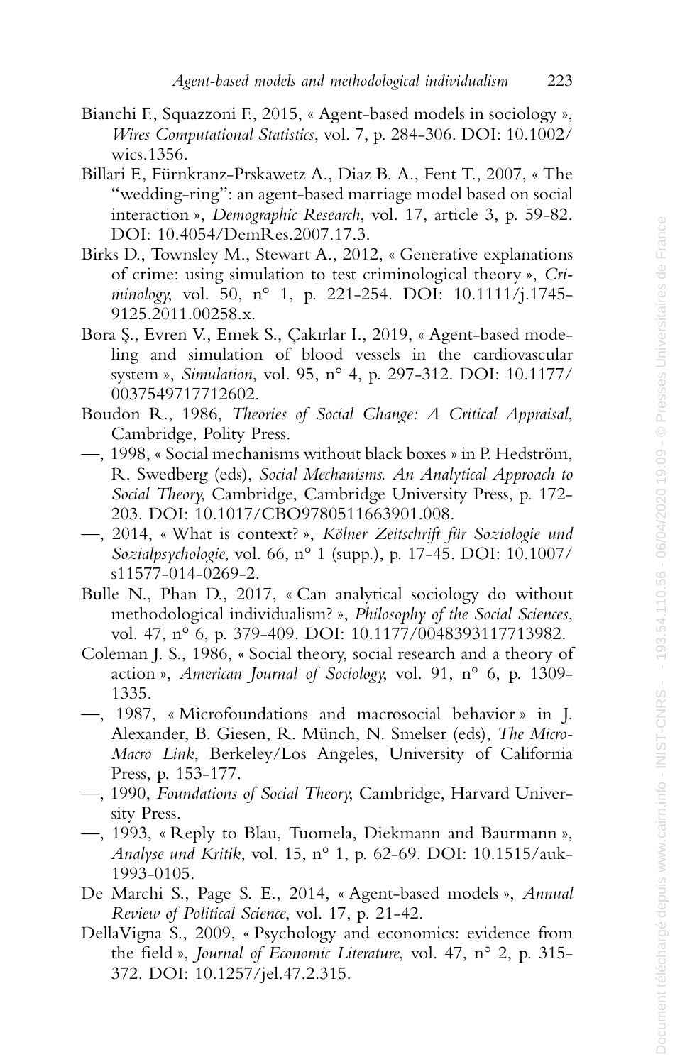Bianchi F., Squazzoni F., 2015, « Agent-based models in sociology », *Wires Computational Statistics*, vol. 7, p. 284-306. DOI: 10.1002/wics.1356.

Billari F., Fürnkranz-Prskawetz A., Diaz B. A., Fent T., 2007, « The "wedding-ring": an agent-based marriage model based on social interaction », *Demographic Research*, vol. 17, article 3, p. 59-82. DOI: 10.4054/DemRes.2007.17.3.

Birks D., Townsley M., Stewart A., 2012, « Generative explanations of crime: using simulation to test criminological theory », *Criminology*, vol. 50, n° 1, p. 221-254. DOI: 10.1111/j.1745-9125.2011.00258.x.

Bora Ş., Evren V., Emek S., Çakırlar I., 2019, « Agent-based modeling and simulation of blood vessels in the cardiovascular system », *Simulation*, vol. 95, n° 4, p. 297-312. DOI: 10.1177/0037549717712602.

Boudon R., 1986, *Theories of Social Change: A Critical Appraisal*, Cambridge, Polity Press.

—, 1998, « Social mechanisms without black boxes » in P. Hedström, R. Swedberg (eds), *Social Mechanisms. An Analytical Approach to Social Theory*, Cambridge, Cambridge University Press, p. 172-203. DOI: 10.1017/CBO9780511663901.008.

—, 2014, « What is context? », *Kölner Zeitschrift für Soziologie und Sozialpsychologie*, vol. 66, n° 1 (supp.), p. 17-45. DOI: 10.1007/s11577-014-0269-2.

Bulle N., Phan D., 2017, « Can analytical sociology do without methodological individualism? », *Philosophy of the Social Sciences*, vol. 47, n° 6, p. 379-409. DOI: 10.1177/0048393117713982.

Coleman J. S., 1986, « Social theory, social research and a theory of action », *American Journal of Sociology*, vol. 91, n° 6, p. 1309-1335.

—, 1987, « Microfoundations and macrosocial behavior » in J. Alexander, B. Giesen, R. Münch, N. Smelser (eds), *The Micro-Macro Link*, Berkeley/Los Angeles, University of California Press, p. 153-177.

—, 1990, *Foundations of Social Theory*, Cambridge, Harvard University Press.

—, 1993, « Reply to Blau, Tuomela, Diekmann and Baurmann », *Analyse und Kritik*, vol. 15, n° 1, p. 62-69. DOI: 10.1515/auk-1993-0105.

De Marchi S., Page S. E., 2014, « Agent-based models », *Annual Review of Political Science*, vol. 17, p. 21-42.

DellaVigna S., 2009, « Psychology and economics: evidence from the field », *Journal of Economic Literature*, vol. 47, n° 2, p. 315-372. DOI: 10.1257/jel.47.2.315.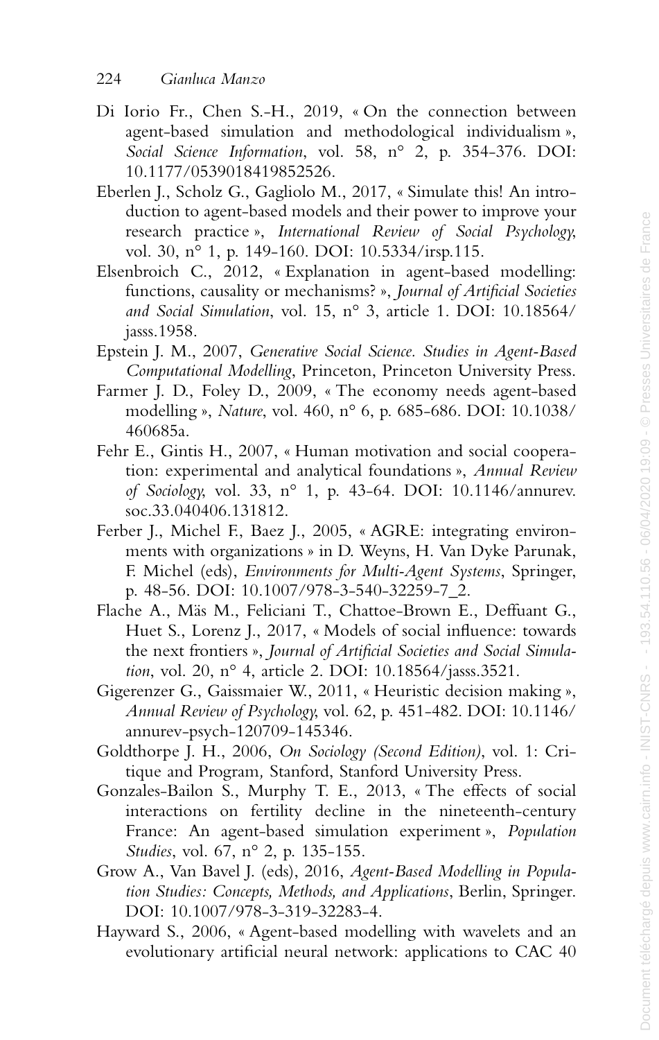Di Iorio Fr., Chen S.-H., 2019, « On the connection between agent-based simulation and methodological individualism », *Social Science Information*, vol. 58, n° 2, p. 354-376. DOI: 10.1177/0539018419852526.

Eberlen J., Scholz G., Gagliolo M., 2017, « Simulate this! An introduction to agent-based models and their power to improve your research practice », *International Review of Social Psychology*, vol. 30, n° 1, p. 149-160. DOI: 10.5334/irsp.115.

Elsenbroich C., 2012, « Explanation in agent-based modelling: functions, causality or mechanisms? », *Journal of Artificial Societies and Social Simulation*, vol. 15, n° 3, article 1. DOI: 10.18564/jasss.1958.

Epstein J. M., 2007, *Generative Social Science. Studies in Agent-Based Computational Modelling*, Princeton, Princeton University Press.

Farmer J. D., Foley D., 2009, « The economy needs agent-based modelling », *Nature*, vol. 460, n° 6, p. 685-686. DOI: 10.1038/460685a.

Fehr E., Gintis H., 2007, « Human motivation and social cooperation: experimental and analytical foundations », *Annual Review of Sociology*, vol. 33, n° 1, p. 43-64. DOI: 10.1146/annurev.soc.33.040406.131812.

Ferber J., Michel F., Baez J., 2005, « AGRE: integrating environments with organizations » in D. Weyns, H. Van Dyke Parunak, F. Michel (eds), *Environments for Multi-Agent Systems*, Springer, p. 48-56. DOI: 10.1007/978-3-540-32259-7_2.

Flache A., Mäs M., Feliciani T., Chattoe-Brown E., Deffuant G., Huet S., Lorenz J., 2017, « Models of social influence: towards the next frontiers », *Journal of Artificial Societies and Social Simulation*, vol. 20, n° 4, article 2. DOI: 10.18564/jasss.3521.

Gigerenzer G., Gaissmaier W., 2011, « Heuristic decision making », *Annual Review of Psychology*, vol. 62, p. 451-482. DOI: 10.1146/annurev-psych-120709-145346.

Goldthorpe J. H., 2006, *On Sociology (Second Edition)*, vol. 1: Critique and Program, Stanford, Stanford University Press.

Gonzales-Bailon S., Murphy T. E., 2013, « The effects of social interactions on fertility decline in the nineteenth-century France: An agent-based simulation experiment », *Population Studies*, vol. 67, n° 2, p. 135-155.

Grow A., Van Bavel J. (eds), 2016, *Agent-Based Modelling in Population Studies: Concepts, Methods, and Applications*, Berlin, Springer. DOI: 10.1007/978-3-319-32283-4.

Hayward S., 2006, « Agent-based modelling with wavelets and an evolutionary artificial neural network: applications to CAC 40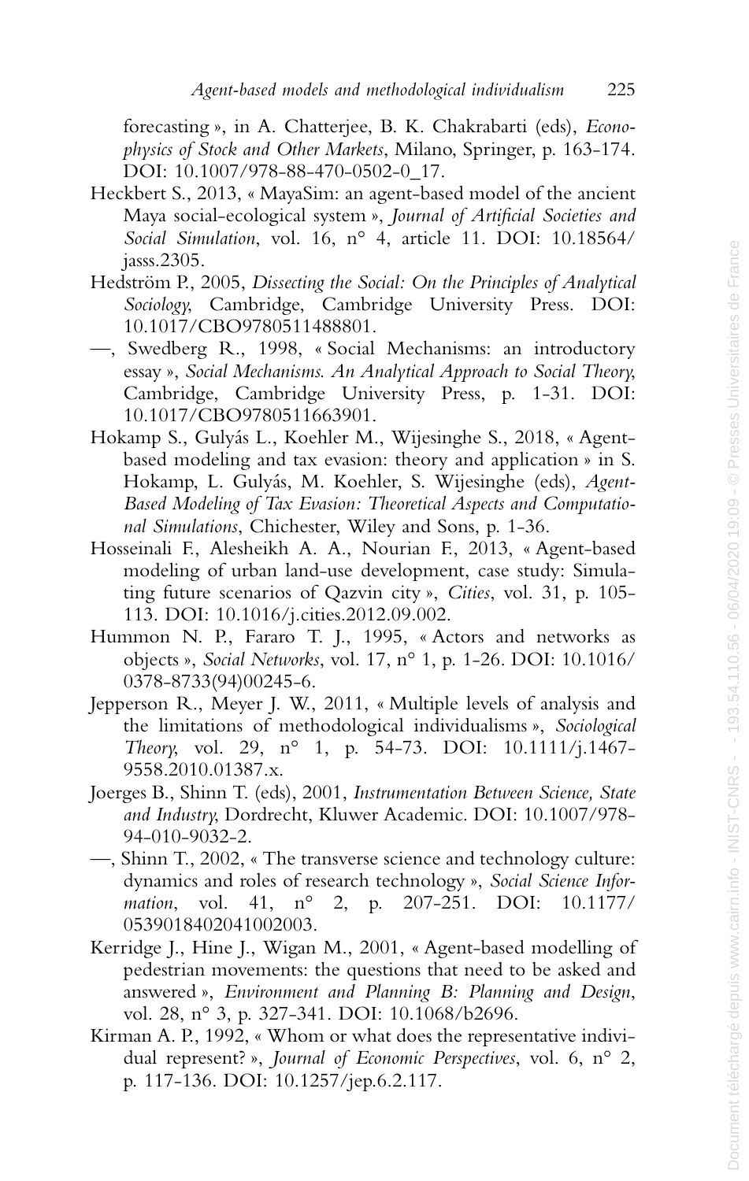forecasting », in A. Chatterjee, B. K. Chakrabarti (eds), *Econophysics of Stock and Other Markets*, Milano, Springer, p. 163-174. DOI: 10.1007/978-88-470-0502-0_17.

Heckbert S., 2013, « MayaSim: an agent-based model of the ancient Maya social-ecological system », *Journal of Artificial Societies and Social Simulation*, vol. 16, n° 4, article 11. DOI: 10.18564/jasss.2305.

Hedström P., 2005, *Dissecting the Social: On the Principles of Analytical Sociology*, Cambridge, Cambridge University Press. DOI: 10.1017/CBO9780511488801.

—, Swedberg R., 1998, « Social Mechanisms: an introductory essay », *Social Mechanisms. An Analytical Approach to Social Theory*, Cambridge, Cambridge University Press, p. 1-31. DOI: 10.1017/CBO9780511663901.

Hokamp S., Gulyás L., Koehler M., Wijesinghe S., 2018, « Agent-based modeling and tax evasion: theory and application » in S. Hokamp, L. Gulyás, M. Koehler, S. Wijesinghe (eds), *Agent-Based Modeling of Tax Evasion: Theoretical Aspects and Computational Simulations*, Chichester, Wiley and Sons, p. 1-36.

Hosseinali F., Alesheikh A. A., Nourian F., 2013, « Agent-based modeling of urban land-use development, case study: Simulating future scenarios of Qazvin city », *Cities*, vol. 31, p. 105-113. DOI: 10.1016/j.cities.2012.09.002.

Hummon N. P., Fararo T. J., 1995, « Actors and networks as objects », *Social Networks*, vol. 17, n° 1, p. 1-26. DOI: 10.1016/0378-8733(94)00245-6.

Jepperson R., Meyer J. W., 2011, « Multiple levels of analysis and the limitations of methodological individualisms », *Sociological Theory*, vol. 29, n° 1, p. 54-73. DOI: 10.1111/j.1467-9558.2010.01387.x.

Joerges B., Shinn T. (eds), 2001, *Instrumentation Between Science, State and Industry*, Dordrecht, Kluwer Academic. DOI: 10.1007/978-94-010-9032-2.

—, Shinn T., 2002, « The transverse science and technology culture: dynamics and roles of research technology », *Social Science Information*, vol. 41, n° 2, p. 207-251. DOI: 10.1177/0539018402041002003.

Kerridge J., Hine J., Wigan M., 2001, « Agent-based modelling of pedestrian movements: the questions that need to be asked and answered », *Environment and Planning B: Planning and Design*, vol. 28, n° 3, p. 327-341. DOI: 10.1068/b2696.

Kirman A. P., 1992, « Whom or what does the representative individual represent? », *Journal of Economic Perspectives*, vol. 6, n° 2, p. 117-136. DOI: 10.1257/jep.6.2.117.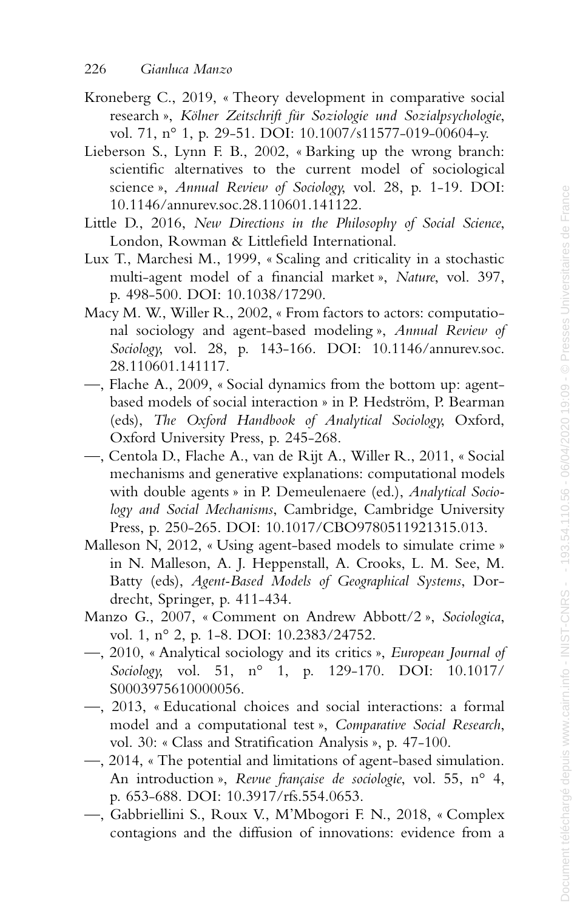Kroneberg C., 2019, « Theory development in comparative social research », *Kölner Zeitschrift für Soziologie und Sozialpsychologie*, vol. 71, n° 1, p. 29-51. DOI: 10.1007/s11577-019-00604-y.

Lieberson S., Lynn F. B., 2002, « Barking up the wrong branch: scientific alternatives to the current model of sociological science », *Annual Review of Sociology*, vol. 28, p. 1-19. DOI: 10.1146/annurev.soc.28.110601.141122.

Little D., 2016, *New Directions in the Philosophy of Social Science*, London, Rowman & Littlefield International.

Lux T., Marchesi M., 1999, « Scaling and criticality in a stochastic multi-agent model of a financial market », *Nature*, vol. 397, p. 498-500. DOI: 10.1038/17290.

Macy M. W., Willer R., 2002, « From factors to actors: computational sociology and agent-based modeling », *Annual Review of Sociology*, vol. 28, p. 143-166. DOI: 10.1146/annurev.soc.28.110601.141117.

—, Flache A., 2009, « Social dynamics from the bottom up: agent-based models of social interaction » in P. Hedström, P. Bearman (eds), *The Oxford Handbook of Analytical Sociology*, Oxford, Oxford University Press, p. 245-268.

—, Centola D., Flache A., van de Rijt A., Willer R., 2011, « Social mechanisms and generative explanations: computational models with double agents » in P. Demeulenaere (ed.), *Analytical Sociology and Social Mechanisms*, Cambridge, Cambridge University Press, p. 250-265. DOI: 10.1017/CBO9780511921315.013.

Malleson N, 2012, « Using agent-based models to simulate crime » in N. Malleson, A. J. Heppenstall, A. Crooks, L. M. See, M. Batty (eds), *Agent-Based Models of Geographical Systems*, Dordrecht, Springer, p. 411-434.

Manzo G., 2007, « Comment on Andrew Abbott/2 », *Sociologica*, vol. 1, n° 2, p. 1-8. DOI: 10.2383/24752.

—, 2010, « Analytical sociology and its critics », *European Journal of Sociology*, vol. 51, n° 1, p. 129-170. DOI: 10.1017/S0003975610000056.

—, 2013, « Educational choices and social interactions: a formal model and a computational test », *Comparative Social Research*, vol. 30: « Class and Stratification Analysis », p. 47-100.

—, 2014, « The potential and limitations of agent-based simulation. An introduction », *Revue française de sociologie*, vol. 55, n° 4, p. 653-688. DOI: 10.3917/rfs.554.0653.

—, Gabbriellini S., Roux V., M'Mbogori F. N., 2018, « Complex contagions and the diffusion of innovations: evidence from a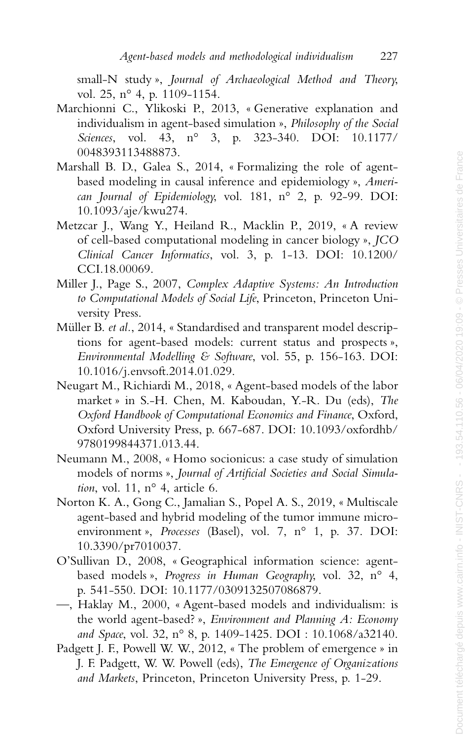small-N study », *Journal of Archaeological Method and Theory*, vol. 25, n° 4, p. 1109-1154.

Marchionni C., Ylikoski P., 2013, « Generative explanation and individualism in agent-based simulation », *Philosophy of the Social Sciences*, vol. 43, n° 3, p. 323-340. DOI: 10.1177/0048393113488873.

Marshall B. D., Galea S., 2014, « Formalizing the role of agent-based modeling in causal inference and epidemiology », *American Journal of Epidemiology*, vol. 181, n° 2, p. 92-99. DOI: 10.1093/aje/kwu274.

Metzcar J., Wang Y., Heiland R., Macklin P., 2019, « A review of cell-based computational modeling in cancer biology », *JCO Clinical Cancer Informatics*, vol. 3, p. 1-13. DOI: 10.1200/CCI.18.00069.

Miller J., Page S., 2007, *Complex Adaptive Systems: An Introduction to Computational Models of Social Life*, Princeton, Princeton University Press.

Müller B. *et al.*, 2014, « Standardised and transparent model descriptions for agent-based models: current status and prospects », *Environmental Modelling & Software*, vol. 55, p. 156-163. DOI: 10.1016/j.envsoft.2014.01.029.

Neugart M., Richiardi M., 2018, « Agent-based models of the labor market » in S.-H. Chen, M. Kaboudan, Y.-R. Du (eds), *The Oxford Handbook of Computational Economics and Finance*, Oxford, Oxford University Press, p. 667-687. DOI: 10.1093/oxfordhb/9780199844371.013.44.

Neumann M., 2008, « Homo socionicus: a case study of simulation models of norms », *Journal of Artificial Societies and Social Simulation*, vol. 11, n° 4, article 6.

Norton K. A., Gong C., Jamalian S., Popel A. S., 2019, « Multiscale agent-based and hybrid modeling of the tumor immune microenvironment », *Processes* (Basel), vol. 7, n° 1, p. 37. DOI: 10.3390/pr7010037.

O'Sullivan D., 2008, « Geographical information science: agent-based models », *Progress in Human Geography*, vol. 32, n° 4, p. 541-550. DOI: 10.1177/0309132507086879.

—, Haklay M., 2000, « Agent-based models and individualism: is the world agent-based? », *Environment and Planning A: Economy and Space*, vol. 32, n° 8, p. 1409-1425. DOI : 10.1068/a32140.

Padgett J. F., Powell W. W., 2012, « The problem of emergence » in J. F. Padgett, W. W. Powell (eds), *The Emergence of Organizations and Markets*, Princeton, Princeton University Press, p. 1-29.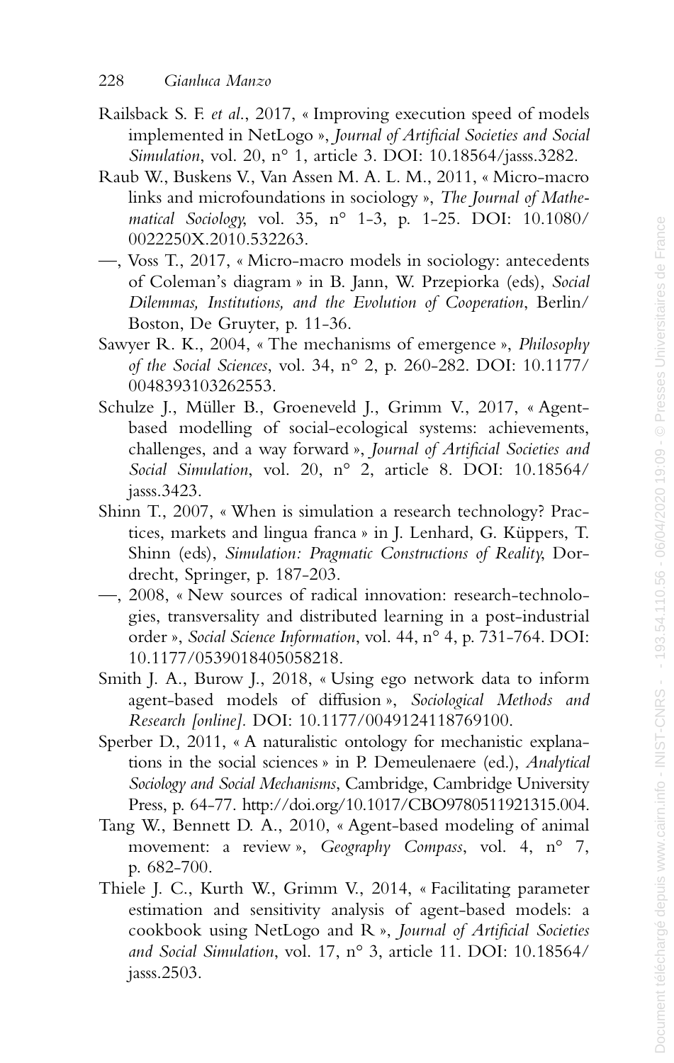Railsback S. F. *et al.*, 2017, « Improving execution speed of models implemented in NetLogo », *Journal of Artificial Societies and Social Simulation*, vol. 20, n° 1, article 3. DOI: 10.18564/jasss.3282.

Raub W., Buskens V., Van Assen M. A. L. M., 2011, « Micro-macro links and microfoundations in sociology », *The Journal of Mathematical Sociology*, vol. 35, n° 1-3, p. 1-25. DOI: 10.1080/0022250X.2010.532263.

—, Voss T., 2017, « Micro-macro models in sociology: antecedents of Coleman's diagram » in B. Jann, W. Przepiorka (eds), *Social Dilemmas, Institutions, and the Evolution of Cooperation*, Berlin/Boston, De Gruyter, p. 11-36.

Sawyer R. K., 2004, « The mechanisms of emergence », *Philosophy of the Social Sciences*, vol. 34, n° 2, p. 260-282. DOI: 10.1177/0048393103262553.

Schulze J., Müller B., Groeneveld J., Grimm V., 2017, « Agent-based modelling of social-ecological systems: achievements, challenges, and a way forward », *Journal of Artificial Societies and Social Simulation*, vol. 20, n° 2, article 8. DOI: 10.18564/jasss.3423.

Shinn T., 2007, « When is simulation a research technology? Practices, markets and lingua franca » in J. Lenhard, G. Küppers, T. Shinn (eds), *Simulation: Pragmatic Constructions of Reality*, Dordrecht, Springer, p. 187-203.

—, 2008, « New sources of radical innovation: research-technologies, transversality and distributed learning in a post-industrial order », *Social Science Information*, vol. 44, n° 4, p. 731-764. DOI: 10.1177/0539018405058218.

Smith J. A., Burow J., 2018, « Using ego network data to inform agent-based models of diffusion », *Sociological Methods and Research [online]*. DOI: 10.1177/0049124118769100.

Sperber D., 2011, « A naturalistic ontology for mechanistic explanations in the social sciences » in P. Demeulenaere (ed.), *Analytical Sociology and Social Mechanisms*, Cambridge, Cambridge University Press, p. 64-77. http://doi.org/10.1017/CBO9780511921315.004.

Tang W., Bennett D. A., 2010, « Agent-based modeling of animal movement: a review », *Geography Compass*, vol. 4, n° 7, p. 682-700.

Thiele J. C., Kurth W., Grimm V., 2014, « Facilitating parameter estimation and sensitivity analysis of agent-based models: a cookbook using NetLogo and R », *Journal of Artificial Societies and Social Simulation*, vol. 17, n° 3, article 11. DOI: 10.18564/jasss.2503.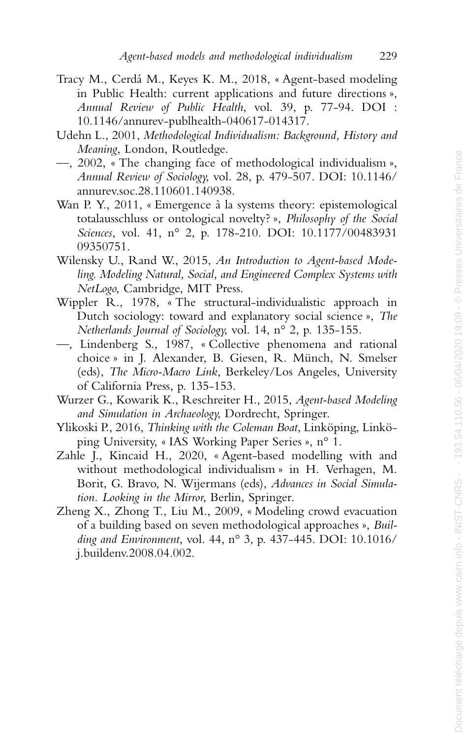Tracy M., Cerdá M., Keyes K. M., 2018, « Agent-based modeling in Public Health: current applications and future directions », *Annual Review of Public Health*, vol. 39, p. 77-94. DOI : 10.1146/annurev-publhealth-040617-014317.

Udehn L., 2001, *Methodological Individualism: Background, History and Meaning*, London, Routledge.

—, 2002, « The changing face of methodological individualism », *Annual Review of Sociology*, vol. 28, p. 479-507. DOI: 10.1146/annurev.soc.28.110601.140938.

Wan P. Y., 2011, « Emergence à la systems theory: epistemological totalausschluss or ontological novelty? », *Philosophy of the Social Sciences*, vol. 41, n° 2, p. 178-210. DOI: 10.1177/0048393109350751.

Wilensky U., Rand W., 2015, *An Introduction to Agent-based Modeling. Modeling Natural, Social, and Engineered Complex Systems with NetLogo*, Cambridge, MIT Press.

Wippler R., 1978, « The structural-individualistic approach in Dutch sociology: toward and explanatory social science », *The Netherlands Journal of Sociology*, vol. 14, n° 2, p. 135-155.

—, Lindenberg S., 1987, « Collective phenomena and rational choice » in J. Alexander, B. Giesen, R. Münch, N. Smelser (eds), *The Micro-Macro Link*, Berkeley/Los Angeles, University of California Press, p. 135-153.

Wurzer G., Kowarik K., Reschreiter H., 2015, *Agent-based Modeling and Simulation in Archaeology*, Dordrecht, Springer.

Ylikoski P., 2016, *Thinking with the Coleman Boat*, Linköping, Linköping University, « IAS Working Paper Series », n° 1.

Zahle J., Kincaid H., 2020, « Agent-based modelling with and without methodological individualism » in H. Verhagen, M. Borit, G. Bravo, N. Wijermans (eds), *Advances in Social Simulation. Looking in the Mirror*, Berlin, Springer.

Zheng X., Zhong T., Liu M., 2009, « Modeling crowd evacuation of a building based on seven methodological approaches », *Building and Environment*, vol. 44, n° 3, p. 437-445. DOI: 10.1016/j.buildenv.2008.04.002.